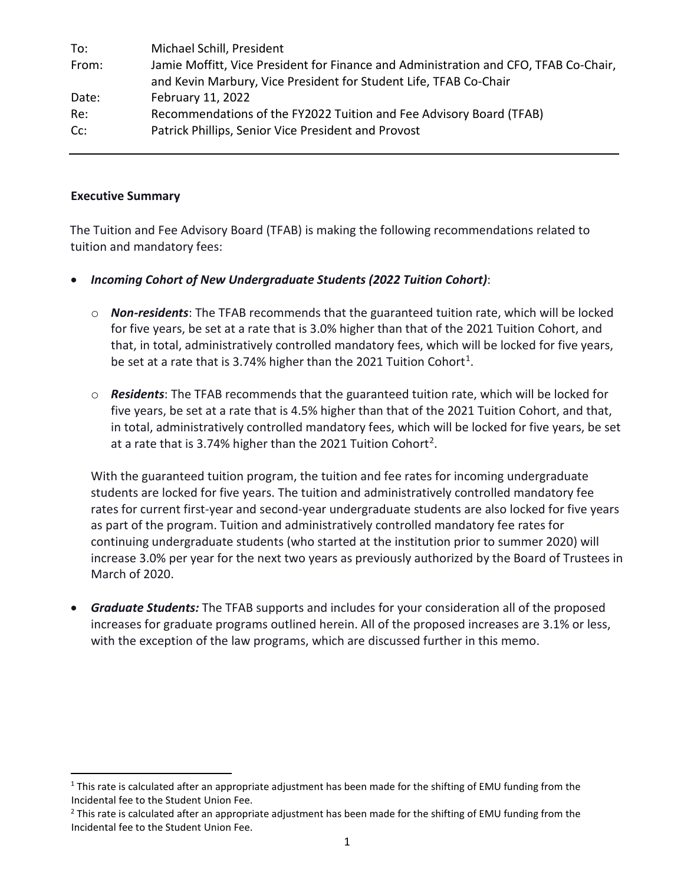| | |
|---|---|
| To: | Michael Schill, President |
| From: | Jamie Moffitt, Vice President for Finance and Administration and CFO, TFAB Co-Chair, and Kevin Marbury, Vice President for Student Life, TFAB Co-Chair |
| Date: | February 11, 2022 |
| Re: | Recommendations of the FY2022 Tuition and Fee Advisory Board (TFAB) |
| Cc: | Patrick Phillips, Senior Vice President and Provost |

---

**Executive Summary**

The Tuition and Fee Advisory Board (TFAB) is making the following recommendations related to tuition and mandatory fees:

- ***Incoming Cohort of New Undergraduate Students (2022 Tuition Cohort)***:
  - ***Non-residents***: The TFAB recommends that the guaranteed tuition rate, which will be locked for five years, be set at a rate that is 3.0% higher than that of the 2021 Tuition Cohort, and that, in total, administratively controlled mandatory fees, which will be locked for five years, be set at a rate that is 3.74% higher than the 2021 Tuition Cohort[1].
  - ***Residents***: The TFAB recommends that the guaranteed tuition rate, which will be locked for five years, be set at a rate that is 4.5% higher than that of the 2021 Tuition Cohort, and that, in total, administratively controlled mandatory fees, which will be locked for five years, be set at a rate that is 3.74% higher than the 2021 Tuition Cohort[2].

  With the guaranteed tuition program, the tuition and fee rates for incoming undergraduate students are locked for five years. The tuition and administratively controlled mandatory fee rates for current first-year and second-year undergraduate students are also locked for five years as part of the program. Tuition and administratively controlled mandatory fee rates for continuing undergraduate students (who started at the institution prior to summer 2020) will increase 3.0% per year for the next two years as previously authorized by the Board of Trustees in March of 2020.

- ***Graduate Students:*** The TFAB supports and includes for your consideration all of the proposed increases for graduate programs outlined herein. All of the proposed increases are 3.1% or less, with the exception of the law programs, which are discussed further in this memo.

---

[1] This rate is calculated after an appropriate adjustment has been made for the shifting of EMU funding from the Incidental fee to the Student Union Fee.

[2] This rate is calculated after an appropriate adjustment has been made for the shifting of EMU funding from the Incidental fee to the Student Union Fee.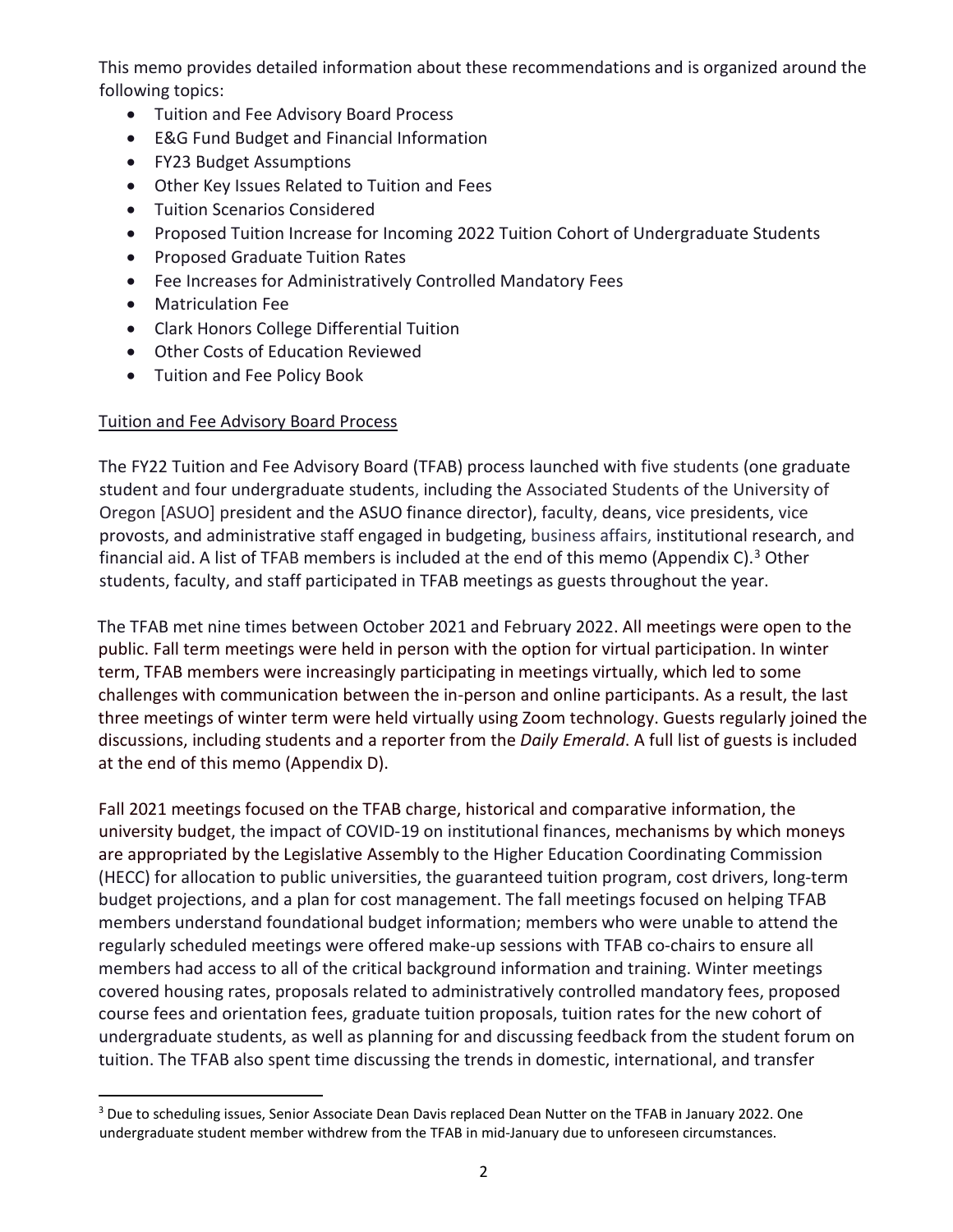This memo provides detailed information about these recommendations and is organized around the following topics:

- Tuition and Fee Advisory Board Process
- E&G Fund Budget and Financial Information
- FY23 Budget Assumptions
- Other Key Issues Related to Tuition and Fees
- Tuition Scenarios Considered
- Proposed Tuition Increase for Incoming 2022 Tuition Cohort of Undergraduate Students
- Proposed Graduate Tuition Rates
- Fee Increases for Administratively Controlled Mandatory Fees
- Matriculation Fee
- Clark Honors College Differential Tuition
- Other Costs of Education Reviewed
- Tuition and Fee Policy Book

## Tuition and Fee Advisory Board Process

The FY22 Tuition and Fee Advisory Board (TFAB) process launched with five students (one graduate student and four undergraduate students, including the Associated Students of the University of Oregon [ASUO] president and the ASUO finance director), faculty, deans, vice presidents, vice provosts, and administrative staff engaged in budgeting, business affairs, institutional research, and financial aid. A list of TFAB members is included at the end of this memo (Appendix C).[3] Other students, faculty, and staff participated in TFAB meetings as guests throughout the year.

The TFAB met nine times between October 2021 and February 2022. All meetings were open to the public. Fall term meetings were held in person with the option for virtual participation. In winter term, TFAB members were increasingly participating in meetings virtually, which led to some challenges with communication between the in-person and online participants. As a result, the last three meetings of winter term were held virtually using Zoom technology. Guests regularly joined the discussions, including students and a reporter from the *Daily Emerald*. A full list of guests is included at the end of this memo (Appendix D).

Fall 2021 meetings focused on the TFAB charge, historical and comparative information, the university budget, the impact of COVID-19 on institutional finances, mechanisms by which moneys are appropriated by the Legislative Assembly to the Higher Education Coordinating Commission (HECC) for allocation to public universities, the guaranteed tuition program, cost drivers, long-term budget projections, and a plan for cost management. The fall meetings focused on helping TFAB members understand foundational budget information; members who were unable to attend the regularly scheduled meetings were offered make-up sessions with TFAB co-chairs to ensure all members had access to all of the critical background information and training. Winter meetings covered housing rates, proposals related to administratively controlled mandatory fees, proposed course fees and orientation fees, graduate tuition proposals, tuition rates for the new cohort of undergraduate students, as well as planning for and discussing feedback from the student forum on tuition. The TFAB also spent time discussing the trends in domestic, international, and transfer

[3] Due to scheduling issues, Senior Associate Dean Davis replaced Dean Nutter on the TFAB in January 2022. One undergraduate student member withdrew from the TFAB in mid-January due to unforeseen circumstances.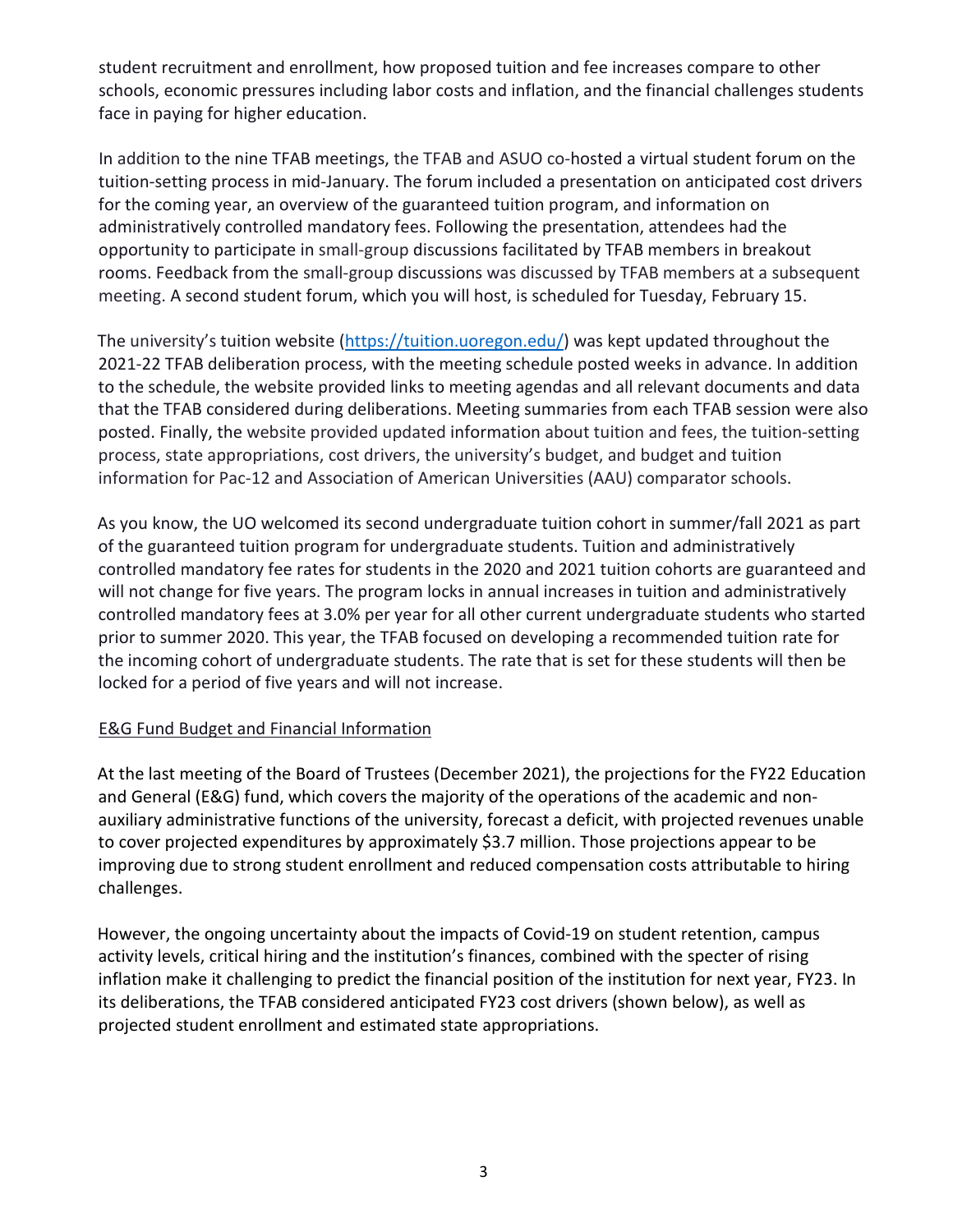student recruitment and enrollment, how proposed tuition and fee increases compare to other schools, economic pressures including labor costs and inflation, and the financial challenges students face in paying for higher education.

In addition to the nine TFAB meetings, the TFAB and ASUO co-hosted a virtual student forum on the tuition-setting process in mid-January. The forum included a presentation on anticipated cost drivers for the coming year, an overview of the guaranteed tuition program, and information on administratively controlled mandatory fees. Following the presentation, attendees had the opportunity to participate in small-group discussions facilitated by TFAB members in breakout rooms. Feedback from the small-group discussions was discussed by TFAB members at a subsequent meeting. A second student forum, which you will host, is scheduled for Tuesday, February 15.

The university's tuition website (https://tuition.uoregon.edu/) was kept updated throughout the 2021-22 TFAB deliberation process, with the meeting schedule posted weeks in advance. In addition to the schedule, the website provided links to meeting agendas and all relevant documents and data that the TFAB considered during deliberations. Meeting summaries from each TFAB session were also posted. Finally, the website provided updated information about tuition and fees, the tuition-setting process, state appropriations, cost drivers, the university's budget, and budget and tuition information for Pac-12 and Association of American Universities (AAU) comparator schools.

As you know, the UO welcomed its second undergraduate tuition cohort in summer/fall 2021 as part of the guaranteed tuition program for undergraduate students. Tuition and administratively controlled mandatory fee rates for students in the 2020 and 2021 tuition cohorts are guaranteed and will not change for five years. The program locks in annual increases in tuition and administratively controlled mandatory fees at 3.0% per year for all other current undergraduate students who started prior to summer 2020. This year, the TFAB focused on developing a recommended tuition rate for the incoming cohort of undergraduate students. The rate that is set for these students will then be locked for a period of five years and will not increase.

## E&G Fund Budget and Financial Information

At the last meeting of the Board of Trustees (December 2021), the projections for the FY22 Education and General (E&G) fund, which covers the majority of the operations of the academic and non-auxiliary administrative functions of the university, forecast a deficit, with projected revenues unable to cover projected expenditures by approximately $3.7 million. Those projections appear to be improving due to strong student enrollment and reduced compensation costs attributable to hiring challenges.

However, the ongoing uncertainty about the impacts of Covid-19 on student retention, campus activity levels, critical hiring and the institution's finances, combined with the specter of rising inflation make it challenging to predict the financial position of the institution for next year, FY23. In its deliberations, the TFAB considered anticipated FY23 cost drivers (shown below), as well as projected student enrollment and estimated state appropriations.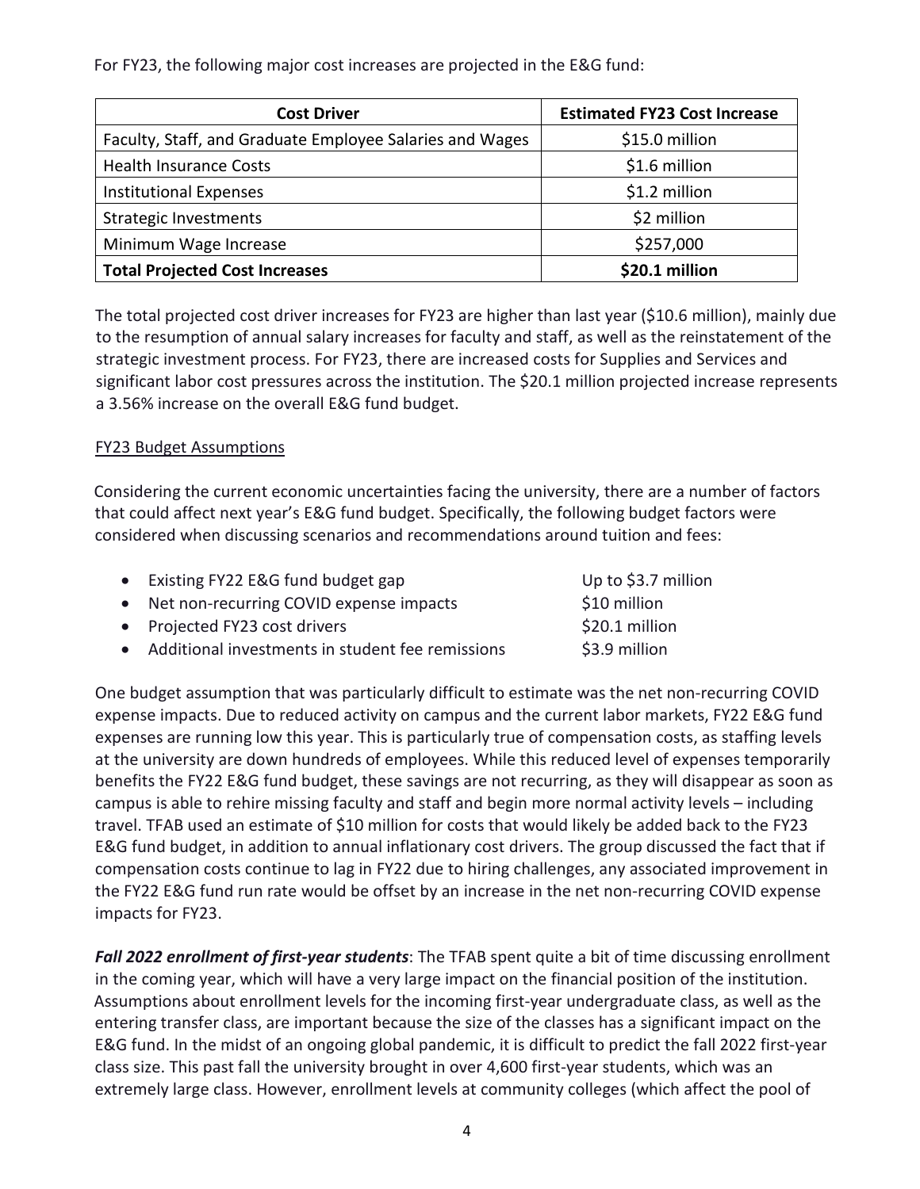For FY23, the following major cost increases are projected in the E&G fund:

| Cost Driver | Estimated FY23 Cost Increase |
| --- | --- |
| Faculty, Staff, and Graduate Employee Salaries and Wages | $15.0 million |
| Health Insurance Costs | $1.6 million |
| Institutional Expenses | $1.2 million |
| Strategic Investments | $2 million |
| Minimum Wage Increase | $257,000 |
| **Total Projected Cost Increases** | **$20.1 million** |

The total projected cost driver increases for FY23 are higher than last year ($10.6 million), mainly due to the resumption of annual salary increases for faculty and staff, as well as the reinstatement of the strategic investment process. For FY23, there are increased costs for Supplies and Services and significant labor cost pressures across the institution. The $20.1 million projected increase represents a 3.56% increase on the overall E&G fund budget.

<u>FY23 Budget Assumptions</u>

Considering the current economic uncertainties facing the university, there are a number of factors that could affect next year's E&G fund budget. Specifically, the following budget factors were considered when discussing scenarios and recommendations around tuition and fees:

- Existing FY22 E&G fund budget gap — Up to $3.7 million
- Net non-recurring COVID expense impacts — $10 million
- Projected FY23 cost drivers — $20.1 million
- Additional investments in student fee remissions — $3.9 million

One budget assumption that was particularly difficult to estimate was the net non-recurring COVID expense impacts. Due to reduced activity on campus and the current labor markets, FY22 E&G fund expenses are running low this year. This is particularly true of compensation costs, as staffing levels at the university are down hundreds of employees. While this reduced level of expenses temporarily benefits the FY22 E&G fund budget, these savings are not recurring, as they will disappear as soon as campus is able to rehire missing faculty and staff and begin more normal activity levels – including travel. TFAB used an estimate of $10 million for costs that would likely be added back to the FY23 E&G fund budget, in addition to annual inflationary cost drivers. The group discussed the fact that if compensation costs continue to lag in FY22 due to hiring challenges, any associated improvement in the FY22 E&G fund run rate would be offset by an increase in the net non-recurring COVID expense impacts for FY23.

***Fall 2022 enrollment of first-year students***: The TFAB spent quite a bit of time discussing enrollment in the coming year, which will have a very large impact on the financial position of the institution. Assumptions about enrollment levels for the incoming first-year undergraduate class, as well as the entering transfer class, are important because the size of the classes has a significant impact on the E&G fund. In the midst of an ongoing global pandemic, it is difficult to predict the fall 2022 first-year class size. This past fall the university brought in over 4,600 first-year students, which was an extremely large class. However, enrollment levels at community colleges (which affect the pool of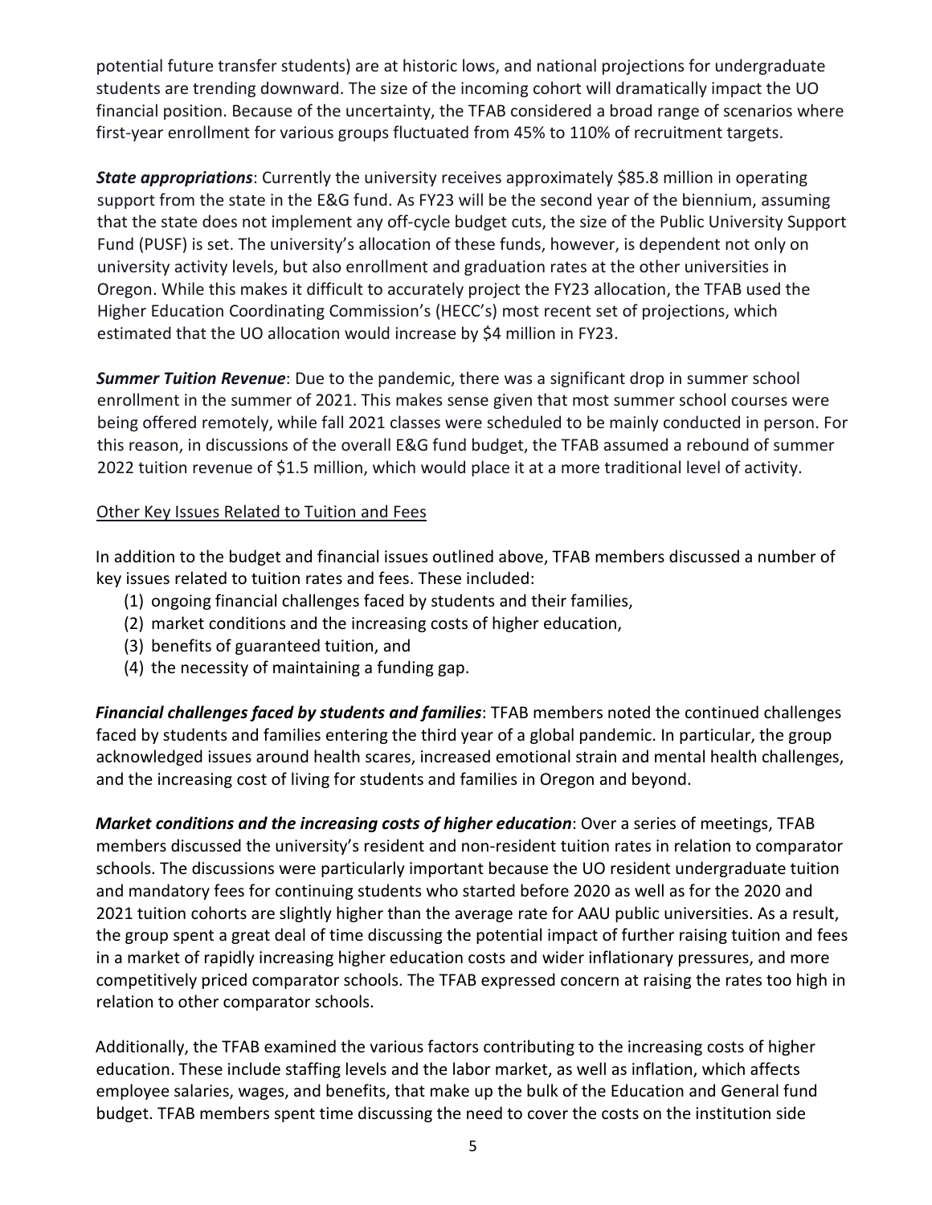potential future transfer students) are at historic lows, and national projections for undergraduate students are trending downward. The size of the incoming cohort will dramatically impact the UO financial position. Because of the uncertainty, the TFAB considered a broad range of scenarios where first-year enrollment for various groups fluctuated from 45% to 110% of recruitment targets.

***State appropriations***: Currently the university receives approximately $85.8 million in operating support from the state in the E&G fund. As FY23 will be the second year of the biennium, assuming that the state does not implement any off-cycle budget cuts, the size of the Public University Support Fund (PUSF) is set. The university's allocation of these funds, however, is dependent not only on university activity levels, but also enrollment and graduation rates at the other universities in Oregon. While this makes it difficult to accurately project the FY23 allocation, the TFAB used the Higher Education Coordinating Commission's (HECC's) most recent set of projections, which estimated that the UO allocation would increase by $4 million in FY23.

***Summer Tuition Revenue***: Due to the pandemic, there was a significant drop in summer school enrollment in the summer of 2021. This makes sense given that most summer school courses were being offered remotely, while fall 2021 classes were scheduled to be mainly conducted in person. For this reason, in discussions of the overall E&G fund budget, the TFAB assumed a rebound of summer 2022 tuition revenue of $1.5 million, which would place it at a more traditional level of activity.

<u>Other Key Issues Related to Tuition and Fees</u>

In addition to the budget and financial issues outlined above, TFAB members discussed a number of key issues related to tuition rates and fees. These included:

(1) ongoing financial challenges faced by students and their families,
(2) market conditions and the increasing costs of higher education,
(3) benefits of guaranteed tuition, and
(4) the necessity of maintaining a funding gap.

***Financial challenges faced by students and families***: TFAB members noted the continued challenges faced by students and families entering the third year of a global pandemic. In particular, the group acknowledged issues around health scares, increased emotional strain and mental health challenges, and the increasing cost of living for students and families in Oregon and beyond.

***Market conditions and the increasing costs of higher education***: Over a series of meetings, TFAB members discussed the university's resident and non-resident tuition rates in relation to comparator schools. The discussions were particularly important because the UO resident undergraduate tuition and mandatory fees for continuing students who started before 2020 as well as for the 2020 and 2021 tuition cohorts are slightly higher than the average rate for AAU public universities. As a result, the group spent a great deal of time discussing the potential impact of further raising tuition and fees in a market of rapidly increasing higher education costs and wider inflationary pressures, and more competitively priced comparator schools. The TFAB expressed concern at raising the rates too high in relation to other comparator schools.

Additionally, the TFAB examined the various factors contributing to the increasing costs of higher education. These include staffing levels and the labor market, as well as inflation, which affects employee salaries, wages, and benefits, that make up the bulk of the Education and General fund budget. TFAB members spent time discussing the need to cover the costs on the institution side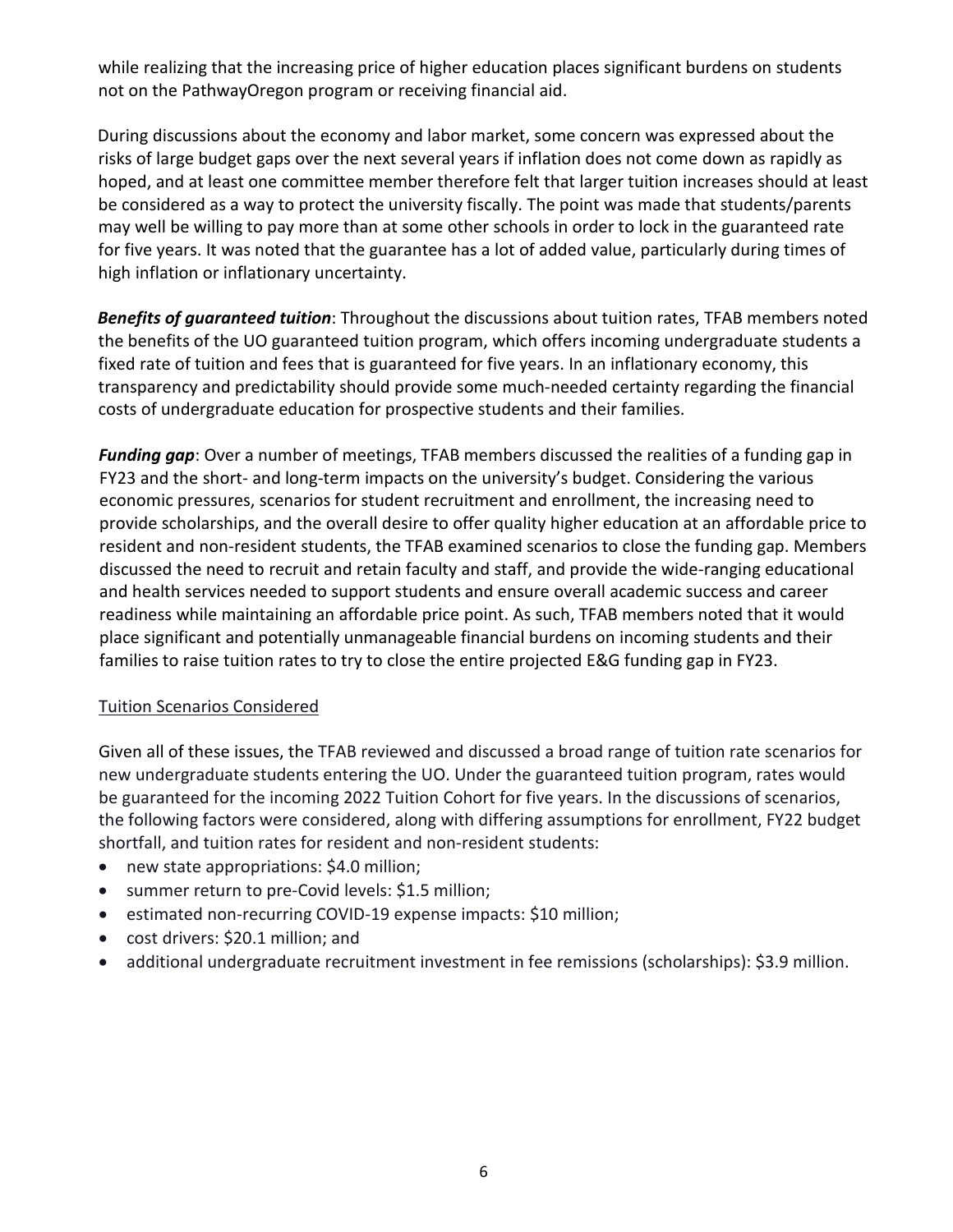while realizing that the increasing price of higher education places significant burdens on students not on the PathwayOregon program or receiving financial aid.

During discussions about the economy and labor market, some concern was expressed about the risks of large budget gaps over the next several years if inflation does not come down as rapidly as hoped, and at least one committee member therefore felt that larger tuition increases should at least be considered as a way to protect the university fiscally. The point was made that students/parents may well be willing to pay more than at some other schools in order to lock in the guaranteed rate for five years. It was noted that the guarantee has a lot of added value, particularly during times of high inflation or inflationary uncertainty.

***Benefits of guaranteed tuition***: Throughout the discussions about tuition rates, TFAB members noted the benefits of the UO guaranteed tuition program, which offers incoming undergraduate students a fixed rate of tuition and fees that is guaranteed for five years. In an inflationary economy, this transparency and predictability should provide some much-needed certainty regarding the financial costs of undergraduate education for prospective students and their families.

***Funding gap***: Over a number of meetings, TFAB members discussed the realities of a funding gap in FY23 and the short- and long-term impacts on the university's budget. Considering the various economic pressures, scenarios for student recruitment and enrollment, the increasing need to provide scholarships, and the overall desire to offer quality higher education at an affordable price to resident and non-resident students, the TFAB examined scenarios to close the funding gap. Members discussed the need to recruit and retain faculty and staff, and provide the wide-ranging educational and health services needed to support students and ensure overall academic success and career readiness while maintaining an affordable price point. As such, TFAB members noted that it would place significant and potentially unmanageable financial burdens on incoming students and their families to raise tuition rates to try to close the entire projected E&G funding gap in FY23.

## Tuition Scenarios Considered

Given all of these issues, the TFAB reviewed and discussed a broad range of tuition rate scenarios for new undergraduate students entering the UO. Under the guaranteed tuition program, rates would be guaranteed for the incoming 2022 Tuition Cohort for five years. In the discussions of scenarios, the following factors were considered, along with differing assumptions for enrollment, FY22 budget shortfall, and tuition rates for resident and non-resident students:

- new state appropriations: $4.0 million;
- summer return to pre-Covid levels: $1.5 million;
- estimated non-recurring COVID-19 expense impacts: $10 million;
- cost drivers: $20.1 million; and
- additional undergraduate recruitment investment in fee remissions (scholarships): $3.9 million.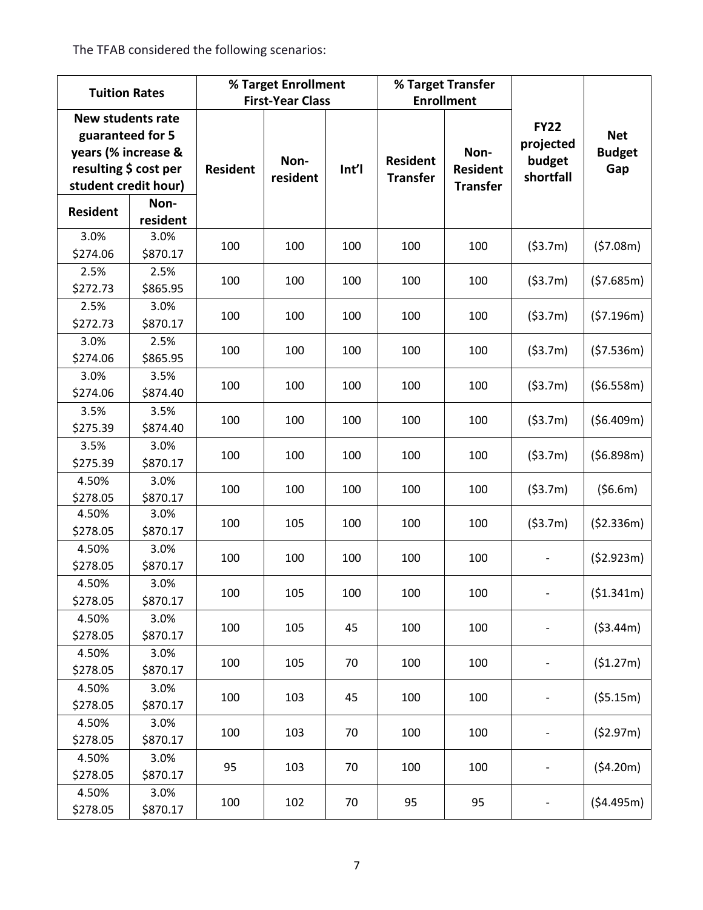The TFAB considered the following scenarios:

| Tuition Rates | | % Target Enrollment First-Year Class | | | % Target Transfer Enrollment | | FY22 projected budget shortfall | Net Budget Gap |
|---|---|---|---|---|---|---|---|---|
| New students rate guaranteed for 5 years (% increase & resulting $ cost per student credit hour) | | Resident | Non-resident | Int'l | Resident Transfer | Non-Resident Transfer | | |
| Resident | Non-resident | | | | | | | |
| 3.0% $274.06 | 3.0% $870.17 | 100 | 100 | 100 | 100 | 100 | ($3.7m) | ($7.08m) |
| 2.5% $272.73 | 2.5% $865.95 | 100 | 100 | 100 | 100 | 100 | ($3.7m) | ($7.685m) |
| 2.5% $272.73 | 3.0% $870.17 | 100 | 100 | 100 | 100 | 100 | ($3.7m) | ($7.196m) |
| 3.0% $274.06 | 2.5% $865.95 | 100 | 100 | 100 | 100 | 100 | ($3.7m) | ($7.536m) |
| 3.0% $274.06 | 3.5% $874.40 | 100 | 100 | 100 | 100 | 100 | ($3.7m) | ($6.558m) |
| 3.5% $275.39 | 3.5% $874.40 | 100 | 100 | 100 | 100 | 100 | ($3.7m) | ($6.409m) |
| 3.5% $275.39 | 3.0% $870.17 | 100 | 100 | 100 | 100 | 100 | ($3.7m) | ($6.898m) |
| 4.50% $278.05 | 3.0% $870.17 | 100 | 100 | 100 | 100 | 100 | ($3.7m) | ($6.6m) |
| 4.50% $278.05 | 3.0% $870.17 | 100 | 105 | 100 | 100 | 100 | ($3.7m) | ($2.336m) |
| 4.50% $278.05 | 3.0% $870.17 | 100 | 100 | 100 | 100 | 100 | - | ($2.923m) |
| 4.50% $278.05 | 3.0% $870.17 | 100 | 105 | 100 | 100 | 100 | - | ($1.341m) |
| 4.50% $278.05 | 3.0% $870.17 | 100 | 105 | 45 | 100 | 100 | - | ($3.44m) |
| 4.50% $278.05 | 3.0% $870.17 | 100 | 105 | 70 | 100 | 100 | - | ($1.27m) |
| 4.50% $278.05 | 3.0% $870.17 | 100 | 103 | 45 | 100 | 100 | - | ($5.15m) |
| 4.50% $278.05 | 3.0% $870.17 | 100 | 103 | 70 | 100 | 100 | - | ($2.97m) |
| 4.50% $278.05 | 3.0% $870.17 | 95 | 103 | 70 | 100 | 100 | - | ($4.20m) |
| 4.50% $278.05 | 3.0% $870.17 | 100 | 102 | 70 | 95 | 95 | - | ($4.495m) |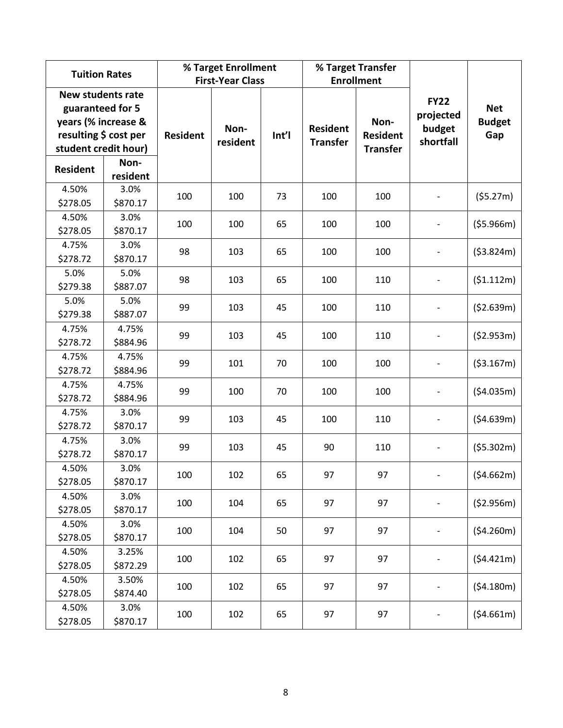| Tuition Rates | | % Target Enrollment First-Year Class | | | % Target Transfer Enrollment | | FY22 projected budget shortfall | Net Budget Gap |
|---|---|---|---|---|---|---|---|---|
| New students rate guaranteed for 5 years (% increase & resulting $ cost per student credit hour) | | Resident | Non-resident | Int'l | Resident Transfer | Non-Resident Transfer | | |
| Resident | Non-resident | | | | | | | |
| 4.50% $278.05 | 3.0% $870.17 | 100 | 100 | 73 | 100 | 100 | - | ($5.27m) |
| 4.50% $278.05 | 3.0% $870.17 | 100 | 100 | 65 | 100 | 100 | - | ($5.966m) |
| 4.75% $278.72 | 3.0% $870.17 | 98 | 103 | 65 | 100 | 100 | - | ($3.824m) |
| 5.0% $279.38 | 5.0% $887.07 | 98 | 103 | 65 | 100 | 110 | - | ($1.112m) |
| 5.0% $279.38 | 5.0% $887.07 | 99 | 103 | 45 | 100 | 110 | - | ($2.639m) |
| 4.75% $278.72 | 4.75% $884.96 | 99 | 103 | 45 | 100 | 110 | - | ($2.953m) |
| 4.75% $278.72 | 4.75% $884.96 | 99 | 101 | 70 | 100 | 100 | - | ($3.167m) |
| 4.75% $278.72 | 4.75% $884.96 | 99 | 100 | 70 | 100 | 100 | - | ($4.035m) |
| 4.75% $278.72 | 3.0% $870.17 | 99 | 103 | 45 | 100 | 110 | - | ($4.639m) |
| 4.75% $278.72 | 3.0% $870.17 | 99 | 103 | 45 | 90 | 110 | - | ($5.302m) |
| 4.50% $278.05 | 3.0% $870.17 | 100 | 102 | 65 | 97 | 97 | - | ($4.662m) |
| 4.50% $278.05 | 3.0% $870.17 | 100 | 104 | 65 | 97 | 97 | - | ($2.956m) |
| 4.50% $278.05 | 3.0% $870.17 | 100 | 104 | 50 | 97 | 97 | - | ($4.260m) |
| 4.50% $278.05 | 3.25% $872.29 | 100 | 102 | 65 | 97 | 97 | - | ($4.421m) |
| 4.50% $278.05 | 3.50% $874.40 | 100 | 102 | 65 | 97 | 97 | - | ($4.180m) |
| 4.50% $278.05 | 3.0% $870.17 | 100 | 102 | 65 | 97 | 97 | - | ($4.661m) |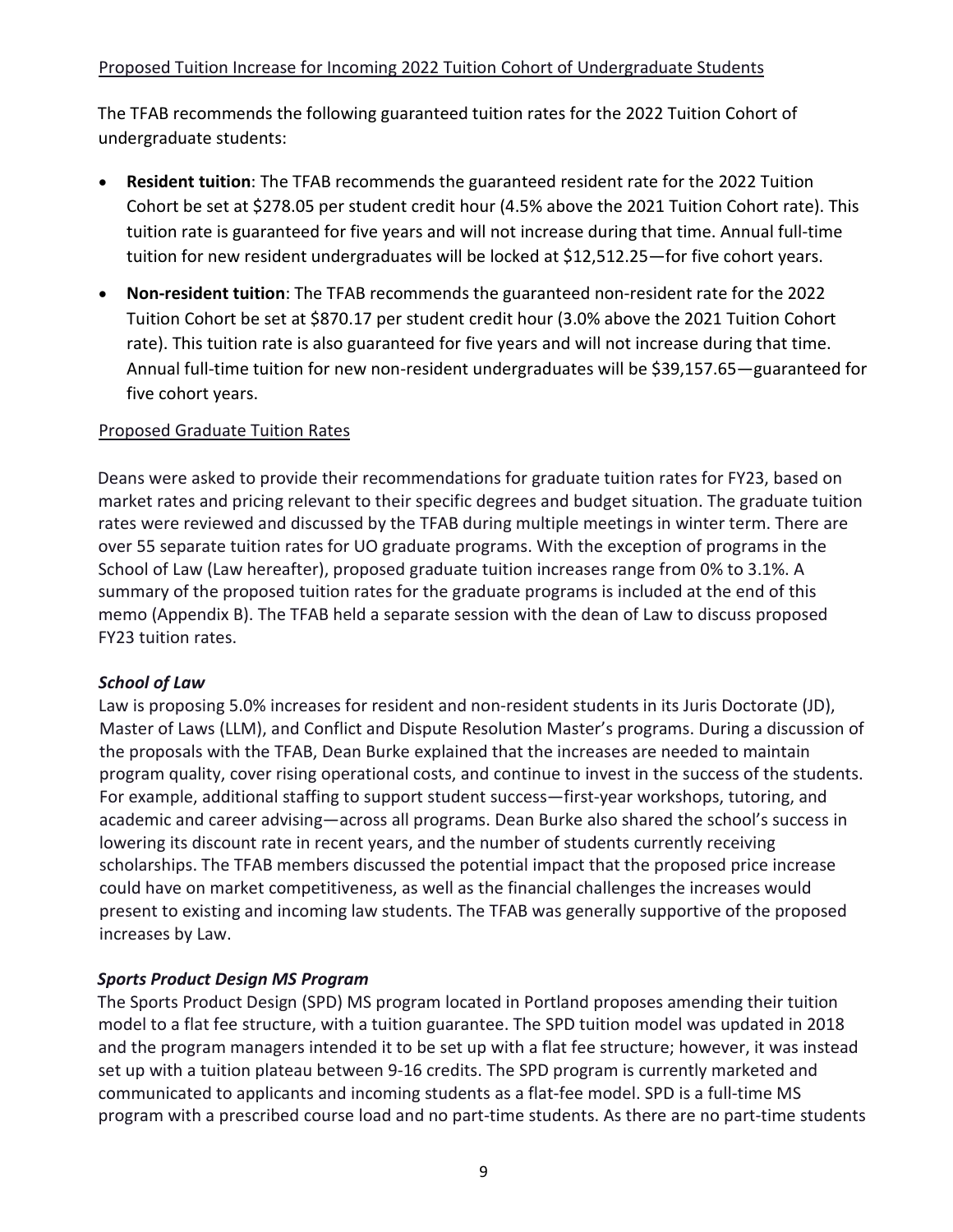Proposed Tuition Increase for Incoming 2022 Tuition Cohort of Undergraduate Students

The TFAB recommends the following guaranteed tuition rates for the 2022 Tuition Cohort of undergraduate students:

- **Resident tuition**: The TFAB recommends the guaranteed resident rate for the 2022 Tuition Cohort be set at $278.05 per student credit hour (4.5% above the 2021 Tuition Cohort rate). This tuition rate is guaranteed for five years and will not increase during that time. Annual full-time tuition for new resident undergraduates will be locked at $12,512.25—for five cohort years.
- **Non-resident tuition**: The TFAB recommends the guaranteed non-resident rate for the 2022 Tuition Cohort be set at $870.17 per student credit hour (3.0% above the 2021 Tuition Cohort rate). This tuition rate is also guaranteed for five years and will not increase during that time. Annual full-time tuition for new non-resident undergraduates will be $39,157.65—guaranteed for five cohort years.

Proposed Graduate Tuition Rates

Deans were asked to provide their recommendations for graduate tuition rates for FY23, based on market rates and pricing relevant to their specific degrees and budget situation. The graduate tuition rates were reviewed and discussed by the TFAB during multiple meetings in winter term. There are over 55 separate tuition rates for UO graduate programs. With the exception of programs in the School of Law (Law hereafter), proposed graduate tuition increases range from 0% to 3.1%. A summary of the proposed tuition rates for the graduate programs is included at the end of this memo (Appendix B). The TFAB held a separate session with the dean of Law to discuss proposed FY23 tuition rates.

***School of Law***

Law is proposing 5.0% increases for resident and non-resident students in its Juris Doctorate (JD), Master of Laws (LLM), and Conflict and Dispute Resolution Master's programs. During a discussion of the proposals with the TFAB, Dean Burke explained that the increases are needed to maintain program quality, cover rising operational costs, and continue to invest in the success of the students. For example, additional staffing to support student success—first-year workshops, tutoring, and academic and career advising—across all programs. Dean Burke also shared the school's success in lowering its discount rate in recent years, and the number of students currently receiving scholarships. The TFAB members discussed the potential impact that the proposed price increase could have on market competitiveness, as well as the financial challenges the increases would present to existing and incoming law students. The TFAB was generally supportive of the proposed increases by Law.

***Sports Product Design MS Program***

The Sports Product Design (SPD) MS program located in Portland proposes amending their tuition model to a flat fee structure, with a tuition guarantee. The SPD tuition model was updated in 2018 and the program managers intended it to be set up with a flat fee structure; however, it was instead set up with a tuition plateau between 9-16 credits. The SPD program is currently marketed and communicated to applicants and incoming students as a flat-fee model. SPD is a full-time MS program with a prescribed course load and no part-time students. As there are no part-time students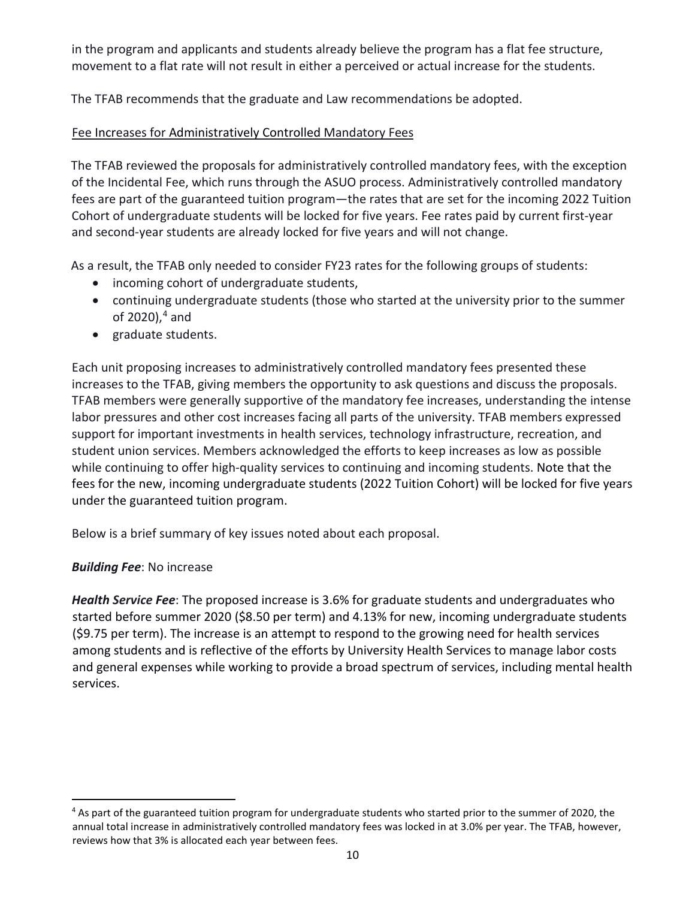in the program and applicants and students already believe the program has a flat fee structure, movement to a flat rate will not result in either a perceived or actual increase for the students.

The TFAB recommends that the graduate and Law recommendations be adopted.

<u>Fee Increases for Administratively Controlled Mandatory Fees</u>

The TFAB reviewed the proposals for administratively controlled mandatory fees, with the exception of the Incidental Fee, which runs through the ASUO process. Administratively controlled mandatory fees are part of the guaranteed tuition program—the rates that are set for the incoming 2022 Tuition Cohort of undergraduate students will be locked for five years. Fee rates paid by current first-year and second-year students are already locked for five years and will not change.

As a result, the TFAB only needed to consider FY23 rates for the following groups of students:

- incoming cohort of undergraduate students,
- continuing undergraduate students (those who started at the university prior to the summer of 2020),[4] and
- graduate students.

Each unit proposing increases to administratively controlled mandatory fees presented these increases to the TFAB, giving members the opportunity to ask questions and discuss the proposals. TFAB members were generally supportive of the mandatory fee increases, understanding the intense labor pressures and other cost increases facing all parts of the university. TFAB members expressed support for important investments in health services, technology infrastructure, recreation, and student union services. Members acknowledged the efforts to keep increases as low as possible while continuing to offer high-quality services to continuing and incoming students. Note that the fees for the new, incoming undergraduate students (2022 Tuition Cohort) will be locked for five years under the guaranteed tuition program.

Below is a brief summary of key issues noted about each proposal.

***Building Fee***: No increase

***Health Service Fee***: The proposed increase is 3.6% for graduate students and undergraduates who started before summer 2020 ($8.50 per term) and 4.13% for new, incoming undergraduate students ($9.75 per term). The increase is an attempt to respond to the growing need for health services among students and is reflective of the efforts by University Health Services to manage labor costs and general expenses while working to provide a broad spectrum of services, including mental health services.

---

[4] As part of the guaranteed tuition program for undergraduate students who started prior to the summer of 2020, the annual total increase in administratively controlled mandatory fees was locked in at 3.0% per year. The TFAB, however, reviews how that 3% is allocated each year between fees.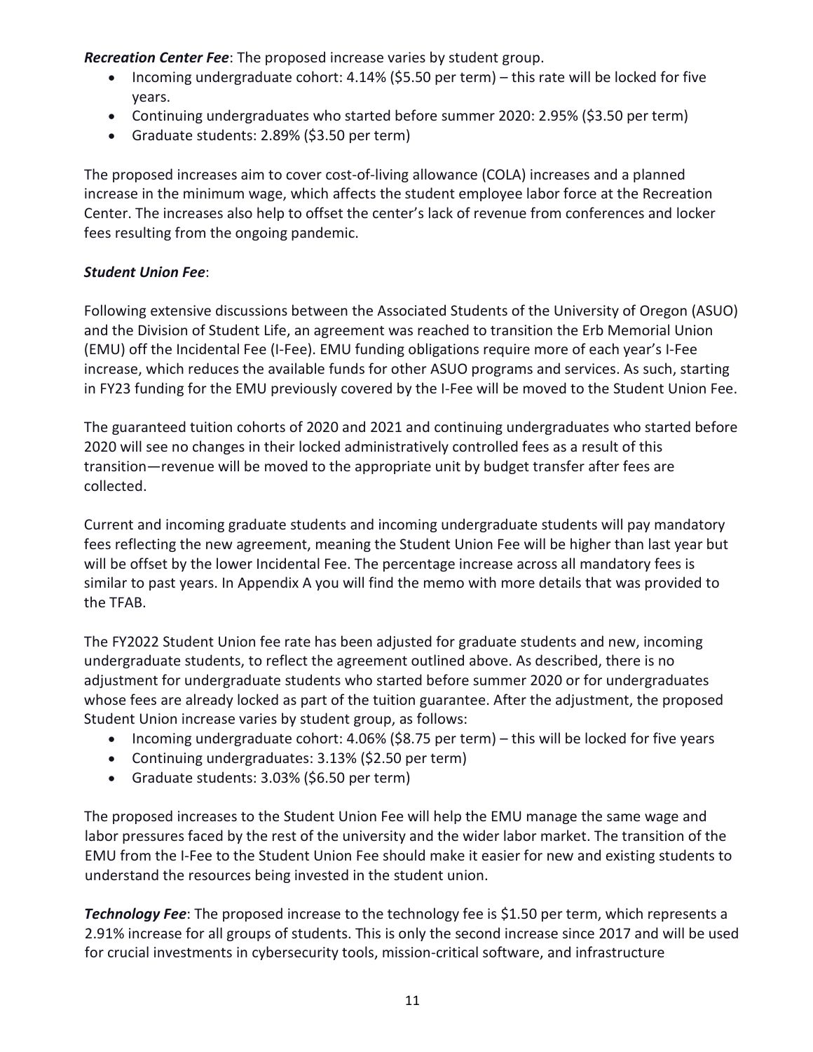***Recreation Center Fee***: The proposed increase varies by student group.

- Incoming undergraduate cohort: 4.14% ($5.50 per term) – this rate will be locked for five years.
- Continuing undergraduates who started before summer 2020: 2.95% ($3.50 per term)
- Graduate students: 2.89% ($3.50 per term)

The proposed increases aim to cover cost-of-living allowance (COLA) increases and a planned increase in the minimum wage, which affects the student employee labor force at the Recreation Center. The increases also help to offset the center's lack of revenue from conferences and locker fees resulting from the ongoing pandemic.

***Student Union Fee***:

Following extensive discussions between the Associated Students of the University of Oregon (ASUO) and the Division of Student Life, an agreement was reached to transition the Erb Memorial Union (EMU) off the Incidental Fee (I-Fee). EMU funding obligations require more of each year's I-Fee increase, which reduces the available funds for other ASUO programs and services. As such, starting in FY23 funding for the EMU previously covered by the I-Fee will be moved to the Student Union Fee.

The guaranteed tuition cohorts of 2020 and 2021 and continuing undergraduates who started before 2020 will see no changes in their locked administratively controlled fees as a result of this transition—revenue will be moved to the appropriate unit by budget transfer after fees are collected.

Current and incoming graduate students and incoming undergraduate students will pay mandatory fees reflecting the new agreement, meaning the Student Union Fee will be higher than last year but will be offset by the lower Incidental Fee. The percentage increase across all mandatory fees is similar to past years. In Appendix A you will find the memo with more details that was provided to the TFAB.

The FY2022 Student Union fee rate has been adjusted for graduate students and new, incoming undergraduate students, to reflect the agreement outlined above. As described, there is no adjustment for undergraduate students who started before summer 2020 or for undergraduates whose fees are already locked as part of the tuition guarantee. After the adjustment, the proposed Student Union increase varies by student group, as follows:

- Incoming undergraduate cohort: 4.06% ($8.75 per term) – this will be locked for five years
- Continuing undergraduates: 3.13% ($2.50 per term)
- Graduate students: 3.03% ($6.50 per term)

The proposed increases to the Student Union Fee will help the EMU manage the same wage and labor pressures faced by the rest of the university and the wider labor market. The transition of the EMU from the I-Fee to the Student Union Fee should make it easier for new and existing students to understand the resources being invested in the student union.

***Technology Fee***: The proposed increase to the technology fee is $1.50 per term, which represents a 2.91% increase for all groups of students. This is only the second increase since 2017 and will be used for crucial investments in cybersecurity tools, mission-critical software, and infrastructure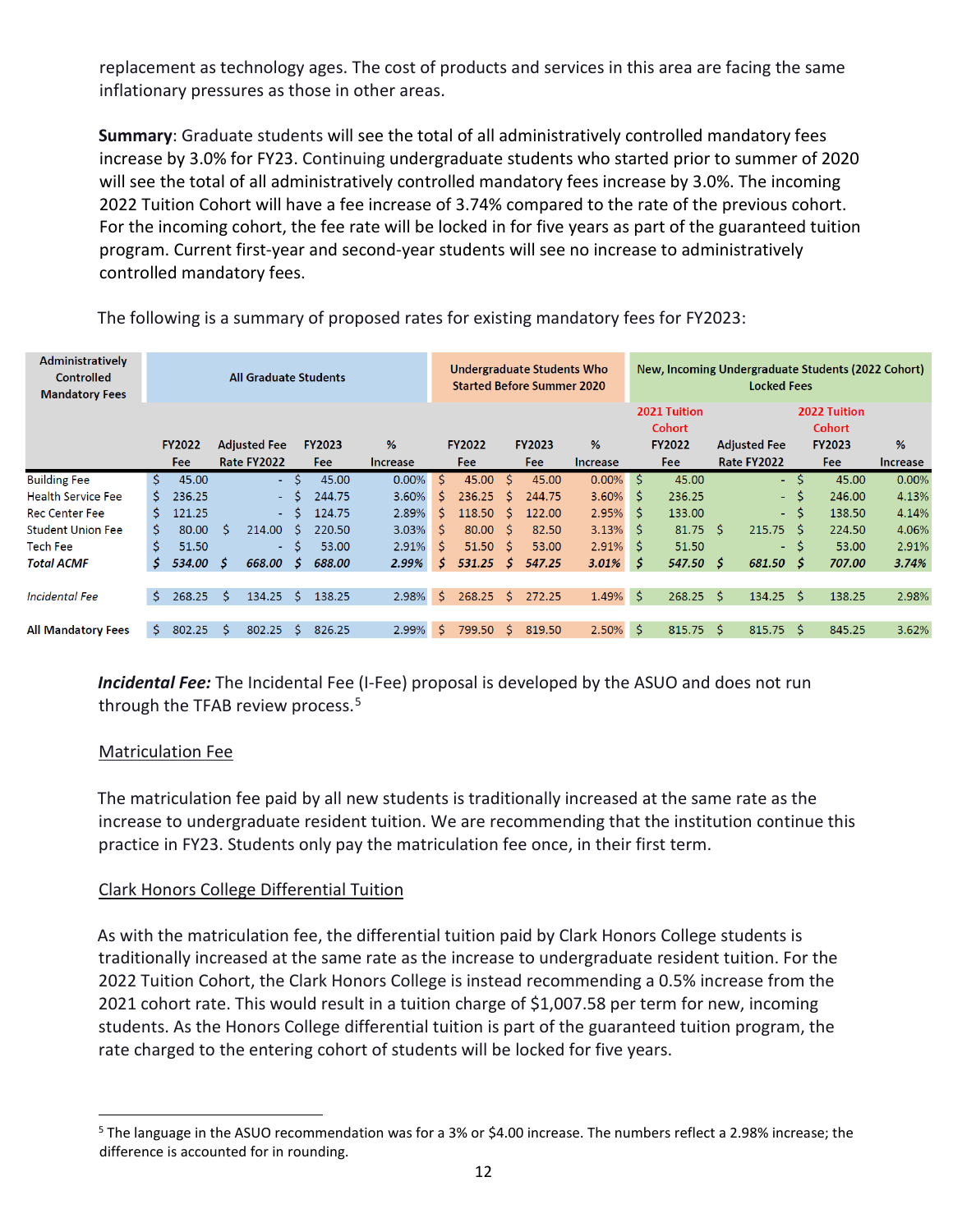replacement as technology ages. The cost of products and services in this area are facing the same inflationary pressures as those in other areas.

**Summary**: Graduate students will see the total of all administratively controlled mandatory fees increase by 3.0% for FY23. Continuing undergraduate students who started prior to summer of 2020 will see the total of all administratively controlled mandatory fees increase by 3.0%. The incoming 2022 Tuition Cohort will have a fee increase of 3.74% compared to the rate of the previous cohort. For the incoming cohort, the fee rate will be locked in for five years as part of the guaranteed tuition program. Current first-year and second-year students will see no increase to administratively controlled mandatory fees.

The following is a summary of proposed rates for existing mandatory fees for FY2023:

| Administratively Controlled Mandatory Fees | All Graduate Students | | | | Undergraduate Students Who Started Before Summer 2020 | | | New, Incoming Undergraduate Students (2022 Cohort) Locked Fees | | | |
|---|---|---|---|---|---|---|---|---|---|---|---|
| | FY2022 Fee | Adjusted Fee Rate FY2022 | FY2023 Fee | % Increase | FY2022 Fee | FY2023 Fee | % Increase | 2021 Tuition Cohort FY2022 Fee | Adjusted Fee Rate FY2022 | 2022 Tuition Cohort FY2023 Fee | % Increase |
| Building Fee | $ 45.00 | - | $ 45.00 | 0.00% | $ 45.00 | $ 45.00 | 0.00% | $ 45.00 | - | $ 45.00 | 0.00% |
| Health Service Fee | $ 236.25 | - | $ 244.75 | 3.60% | $ 236.25 | $ 244.75 | 3.60% | $ 236.25 | - | $ 246.00 | 4.13% |
| Rec Center Fee | $ 121.25 | - | $ 124.75 | 2.89% | $ 118.50 | $ 122.00 | 2.95% | $ 133.00 | - | $ 138.50 | 4.14% |
| Student Union Fee | $ 80.00 | $ 214.00 | $ 220.50 | 3.03% | $ 80.00 | $ 82.50 | 3.13% | $ 81.75 | $ 215.75 | $ 224.50 | 4.06% |
| Tech Fee | $ 51.50 | - | $ 53.00 | 2.91% | $ 51.50 | $ 53.00 | 2.91% | $ 51.50 | - | $ 53.00 | 2.91% |
| ***Total ACMF*** | ***$ 534.00*** | ***$ 668.00*** | ***$ 688.00*** | ***2.99%*** | ***$ 531.25*** | ***$ 547.25*** | ***3.01%*** | ***$ 547.50*** | ***$ 681.50*** | ***$ 707.00*** | ***3.74%*** |
| *Incidental Fee* | $ 268.25 | $ 134.25 | $ 138.25 | 2.98% | $ 268.25 | $ 272.25 | 1.49% | $ 268.25 | $ 134.25 | $ 138.25 | 2.98% |
| **All Mandatory Fees** | $ 802.25 | $ 802.25 | $ 826.25 | 2.99% | $ 799.50 | $ 819.50 | 2.50% | $ 815.75 | $ 815.75 | $ 845.25 | 3.62% |

***Incidental Fee:*** The Incidental Fee (I-Fee) proposal is developed by the ASUO and does not run through the TFAB review process.[5]

Matriculation Fee

The matriculation fee paid by all new students is traditionally increased at the same rate as the increase to undergraduate resident tuition. We are recommending that the institution continue this practice in FY23. Students only pay the matriculation fee once, in their first term.

Clark Honors College Differential Tuition

As with the matriculation fee, the differential tuition paid by Clark Honors College students is traditionally increased at the same rate as the increase to undergraduate resident tuition. For the 2022 Tuition Cohort, the Clark Honors College is instead recommending a 0.5% increase from the 2021 cohort rate. This would result in a tuition charge of $1,007.58 per term for new, incoming students. As the Honors College differential tuition is part of the guaranteed tuition program, the rate charged to the entering cohort of students will be locked for five years.

[5] The language in the ASUO recommendation was for a 3% or $4.00 increase. The numbers reflect a 2.98% increase; the difference is accounted for in rounding.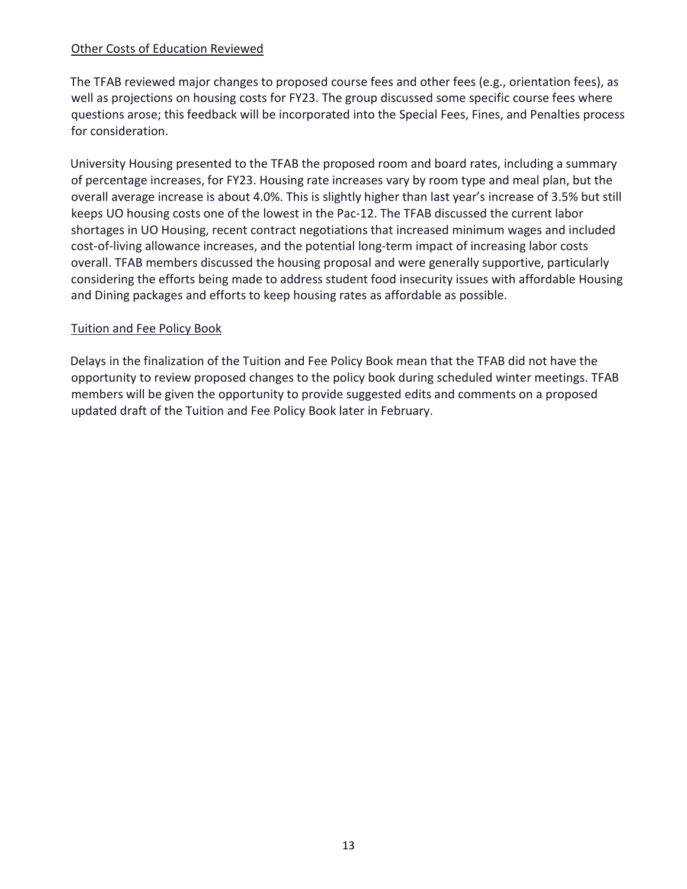<u>Other Costs of Education Reviewed</u>

The TFAB reviewed major changes to proposed course fees and other fees (e.g., orientation fees), as well as projections on housing costs for FY23. The group discussed some specific course fees where questions arose; this feedback will be incorporated into the Special Fees, Fines, and Penalties process for consideration.

University Housing presented to the TFAB the proposed room and board rates, including a summary of percentage increases, for FY23. Housing rate increases vary by room type and meal plan, but the overall average increase is about 4.0%. This is slightly higher than last year's increase of 3.5% but still keeps UO housing costs one of the lowest in the Pac-12. The TFAB discussed the current labor shortages in UO Housing, recent contract negotiations that increased minimum wages and included cost-of-living allowance increases, and the potential long-term impact of increasing labor costs overall. TFAB members discussed the housing proposal and were generally supportive, particularly considering the efforts being made to address student food insecurity issues with affordable Housing and Dining packages and efforts to keep housing rates as affordable as possible.

<u>Tuition and Fee Policy Book</u>

Delays in the finalization of the Tuition and Fee Policy Book mean that the TFAB did not have the opportunity to review proposed changes to the policy book during scheduled winter meetings. TFAB members will be given the opportunity to provide suggested edits and comments on a proposed updated draft of the Tuition and Fee Policy Book later in February.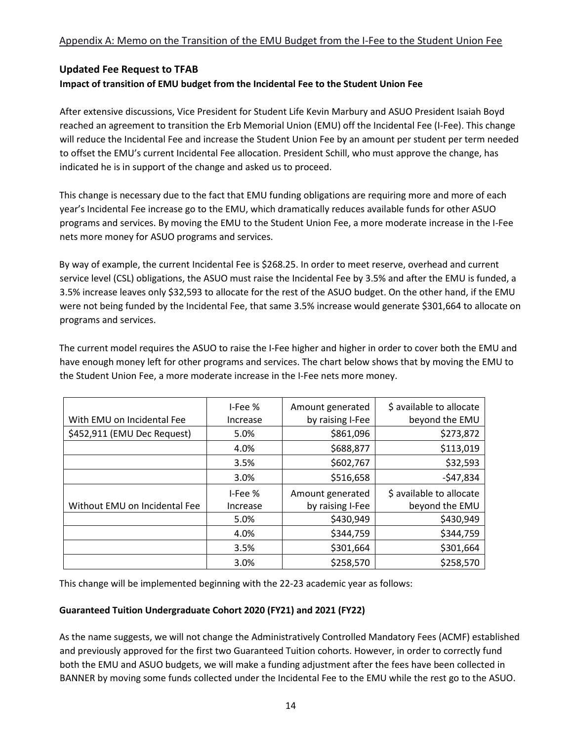Appendix A: Memo on the Transition of the EMU Budget from the I-Fee to the Student Union Fee

## Updated Fee Request to TFAB

### Impact of transition of EMU budget from the Incidental Fee to the Student Union Fee

After extensive discussions, Vice President for Student Life Kevin Marbury and ASUO President Isaiah Boyd reached an agreement to transition the Erb Memorial Union (EMU) off the Incidental Fee (I-Fee). This change will reduce the Incidental Fee and increase the Student Union Fee by an amount per student per term needed to offset the EMU's current Incidental Fee allocation. President Schill, who must approve the change, has indicated he is in support of the change and asked us to proceed.

This change is necessary due to the fact that EMU funding obligations are requiring more and more of each year's Incidental Fee increase go to the EMU, which dramatically reduces available funds for other ASUO programs and services. By moving the EMU to the Student Union Fee, a more moderate increase in the I-Fee nets more money for ASUO programs and services.

By way of example, the current Incidental Fee is $268.25. In order to meet reserve, overhead and current service level (CSL) obligations, the ASUO must raise the Incidental Fee by 3.5% and after the EMU is funded, a 3.5% increase leaves only $32,593 to allocate for the rest of the ASUO budget. On the other hand, if the EMU were not being funded by the Incidental Fee, that same 3.5% increase would generate $301,664 to allocate on programs and services.

The current model requires the ASUO to raise the I-Fee higher and higher in order to cover both the EMU and have enough money left for other programs and services. The chart below shows that by moving the EMU to the Student Union Fee, a more moderate increase in the I-Fee nets more money.

| With EMU on Incidental Fee | I-Fee % Increase | Amount generated by raising I-Fee | $ available to allocate beyond the EMU |
|---|---|---|---|
| $452,911 (EMU Dec Request) | 5.0% | $861,096 | $273,872 |
| | 4.0% | $688,877 | $113,019 |
| | 3.5% | $602,767 | $32,593 |
| | 3.0% | $516,658 | -$47,834 |
| **Without EMU on Incidental Fee** | **I-Fee % Increase** | **Amount generated by raising I-Fee** | **$ available to allocate beyond the EMU** |
| | 5.0% | $430,949 | $430,949 |
| | 4.0% | $344,759 | $344,759 |
| | 3.5% | $301,664 | $301,664 |
| | 3.0% | $258,570 | $258,570 |

This change will be implemented beginning with the 22-23 academic year as follows:

**Guaranteed Tuition Undergraduate Cohort 2020 (FY21) and 2021 (FY22)**

As the name suggests, we will not change the Administratively Controlled Mandatory Fees (ACMF) established and previously approved for the first two Guaranteed Tuition cohorts. However, in order to correctly fund both the EMU and ASUO budgets, we will make a funding adjustment after the fees have been collected in BANNER by moving some funds collected under the Incidental Fee to the EMU while the rest go to the ASUO.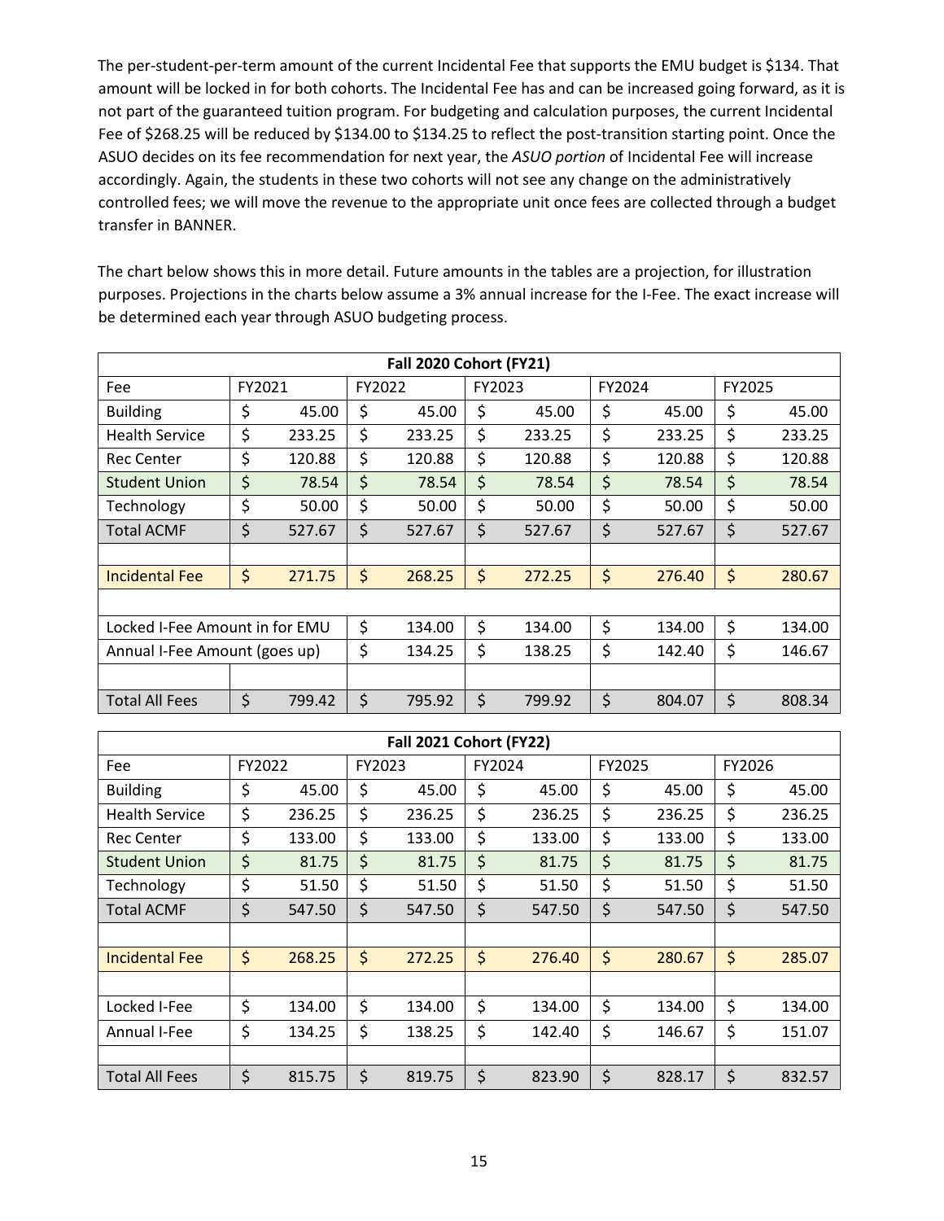The per-student-per-term amount of the current Incidental Fee that supports the EMU budget is $134. That amount will be locked in for both cohorts. The Incidental Fee has and can be increased going forward, as it is not part of the guaranteed tuition program. For budgeting and calculation purposes, the current Incidental Fee of $268.25 will be reduced by $134.00 to $134.25 to reflect the post-transition starting point. Once the ASUO decides on its fee recommendation for next year, the *ASUO portion* of Incidental Fee will increase accordingly. Again, the students in these two cohorts will not see any change on the administratively controlled fees; we will move the revenue to the appropriate unit once fees are collected through a budget transfer in BANNER.

The chart below shows this in more detail. Future amounts in the tables are a projection, for illustration purposes. Projections in the charts below assume a 3% annual increase for the I-Fee. The exact increase will be determined each year through ASUO budgeting process.

| Fall 2020 Cohort (FY21) | | | | | |
|---|---|---|---|---|---|
| Fee | FY2021 | FY2022 | FY2023 | FY2024 | FY2025 |
| Building | $ 45.00 | $ 45.00 | $ 45.00 | $ 45.00 | $ 45.00 |
| Health Service | $ 233.25 | $ 233.25 | $ 233.25 | $ 233.25 | $ 233.25 |
| Rec Center | $ 120.88 | $ 120.88 | $ 120.88 | $ 120.88 | $ 120.88 |
| Student Union | $ 78.54 | $ 78.54 | $ 78.54 | $ 78.54 | $ 78.54 |
| Technology | $ 50.00 | $ 50.00 | $ 50.00 | $ 50.00 | $ 50.00 |
| Total ACMF | $ 527.67 | $ 527.67 | $ 527.67 | $ 527.67 | $ 527.67 |
| | | | | | |
| Incidental Fee | $ 271.75 | $ 268.25 | $ 272.25 | $ 276.40 | $ 280.67 |
| | | | | | |
| Locked I-Fee Amount in for EMU | | $ 134.00 | $ 134.00 | $ 134.00 | $ 134.00 |
| Annual I-Fee Amount (goes up) | | $ 134.25 | $ 138.25 | $ 142.40 | $ 146.67 |
| | | | | | |
| Total All Fees | $ 799.42 | $ 795.92 | $ 799.92 | $ 804.07 | $ 808.34 |

| Fall 2021 Cohort (FY22) | | | | | |
|---|---|---|---|---|---|
| Fee | FY2022 | FY2023 | FY2024 | FY2025 | FY2026 |
| Building | $ 45.00 | $ 45.00 | $ 45.00 | $ 45.00 | $ 45.00 |
| Health Service | $ 236.25 | $ 236.25 | $ 236.25 | $ 236.25 | $ 236.25 |
| Rec Center | $ 133.00 | $ 133.00 | $ 133.00 | $ 133.00 | $ 133.00 |
| Student Union | $ 81.75 | $ 81.75 | $ 81.75 | $ 81.75 | $ 81.75 |
| Technology | $ 51.50 | $ 51.50 | $ 51.50 | $ 51.50 | $ 51.50 |
| Total ACMF | $ 547.50 | $ 547.50 | $ 547.50 | $ 547.50 | $ 547.50 |
| | | | | | |
| Incidental Fee | $ 268.25 | $ 272.25 | $ 276.40 | $ 280.67 | $ 285.07 |
| | | | | | |
| Locked I-Fee | $ 134.00 | $ 134.00 | $ 134.00 | $ 134.00 | $ 134.00 |
| Annual I-Fee | $ 134.25 | $ 138.25 | $ 142.40 | $ 146.67 | $ 151.07 |
| | | | | | |
| Total All Fees | $ 815.75 | $ 819.75 | $ 823.90 | $ 828.17 | $ 832.57 |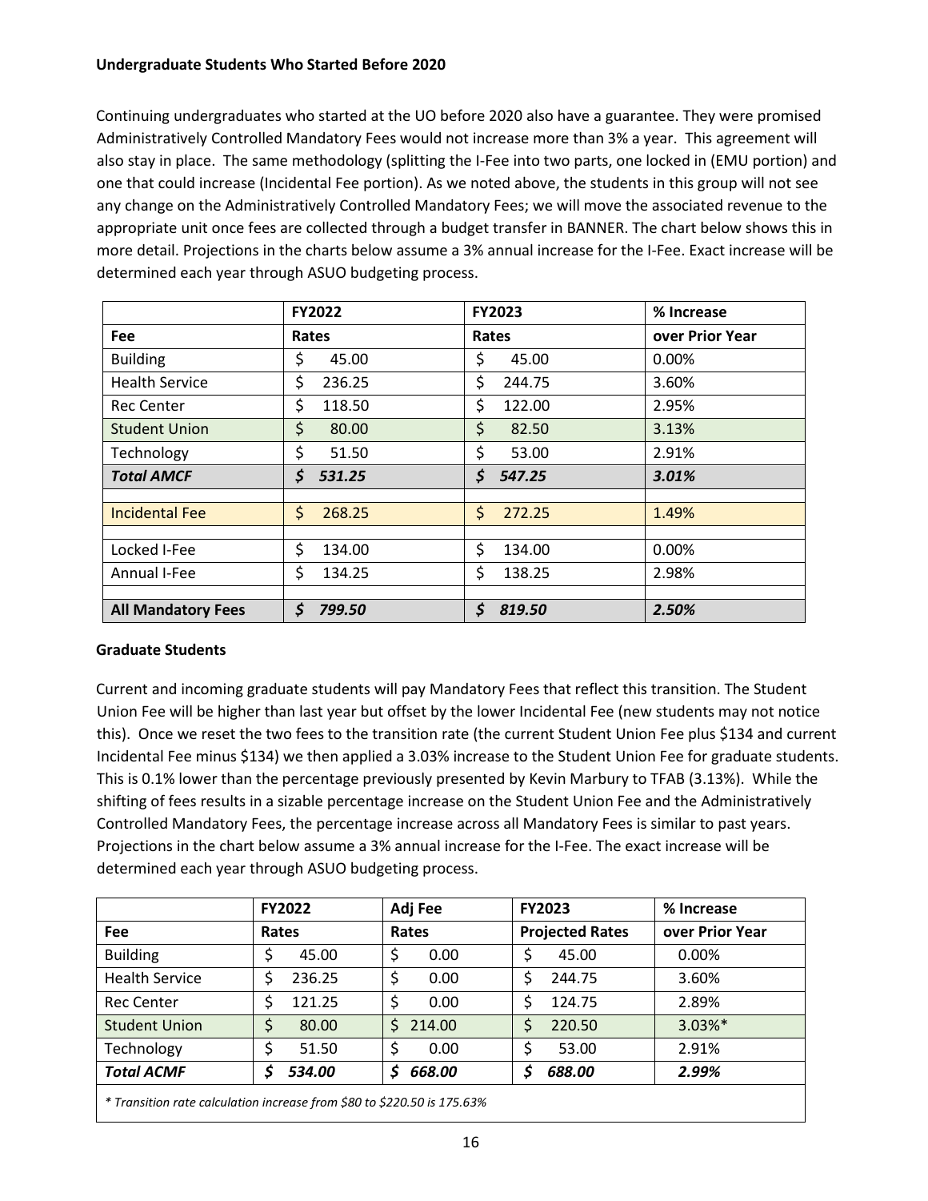### Undergraduate Students Who Started Before 2020

Continuing undergraduates who started at the UO before 2020 also have a guarantee. They were promised Administratively Controlled Mandatory Fees would not increase more than 3% a year. This agreement will also stay in place. The same methodology (splitting the I-Fee into two parts, one locked in (EMU portion) and one that could increase (Incidental Fee portion). As we noted above, the students in this group will not see any change on the Administratively Controlled Mandatory Fees; we will move the associated revenue to the appropriate unit once fees are collected through a budget transfer in BANNER. The chart below shows this in more detail. Projections in the charts below assume a 3% annual increase for the I-Fee. Exact increase will be determined each year through ASUO budgeting process.

| | FY2022 | FY2023 | % Increase |
|---|---|---|---|
| **Fee** | **Rates** | **Rates** | **over Prior Year** |
| Building | $ 45.00 | $ 45.00 | 0.00% |
| Health Service | $ 236.25 | $ 244.75 | 3.60% |
| Rec Center | $ 118.50 | $ 122.00 | 2.95% |
| Student Union | $ 80.00 | $ 82.50 | 3.13% |
| Technology | $ 51.50 | $ 53.00 | 2.91% |
| ***Total AMCF*** | ***$ 531.25*** | ***$ 547.25*** | ***3.01%*** |
| | | | |
| Incidental Fee | $ 268.25 | $ 272.25 | 1.49% |
| | | | |
| Locked I-Fee | $ 134.00 | $ 134.00 | 0.00% |
| Annual I-Fee | $ 134.25 | $ 138.25 | 2.98% |
| | | | |
| **All Mandatory Fees** | ***$ 799.50*** | ***$ 819.50*** | ***2.50%*** |

### Graduate Students

Current and incoming graduate students will pay Mandatory Fees that reflect this transition. The Student Union Fee will be higher than last year but offset by the lower Incidental Fee (new students may not notice this). Once we reset the two fees to the transition rate (the current Student Union Fee plus $134 and current Incidental Fee minus $134) we then applied a 3.03% increase to the Student Union Fee for graduate students. This is 0.1% lower than the percentage previously presented by Kevin Marbury to TFAB (3.13%). While the shifting of fees results in a sizable percentage increase on the Student Union Fee and the Administratively Controlled Mandatory Fees, the percentage increase across all Mandatory Fees is similar to past years. Projections in the chart below assume a 3% annual increase for the I-Fee. The exact increase will be determined each year through ASUO budgeting process.

| | FY2022 | Adj Fee | FY2023 | % Increase |
|---|---|---|---|---|
| **Fee** | **Rates** | **Rates** | **Projected Rates** | **over Prior Year** |
| Building | $ 45.00 | $ 0.00 | $ 45.00 | 0.00% |
| Health Service | $ 236.25 | $ 0.00 | $ 244.75 | 3.60% |
| Rec Center | $ 121.25 | $ 0.00 | $ 124.75 | 2.89% |
| Student Union | $ 80.00 | $ 214.00 | $ 220.50 | 3.03%* |
| Technology | $ 51.50 | $ 0.00 | $ 53.00 | 2.91% |
| ***Total ACMF*** | ***$ 534.00*** | ***$ 668.00*** | ***$ 688.00*** | ***2.99%*** |

*\* Transition rate calculation increase from $80 to $220.50 is 175.63%*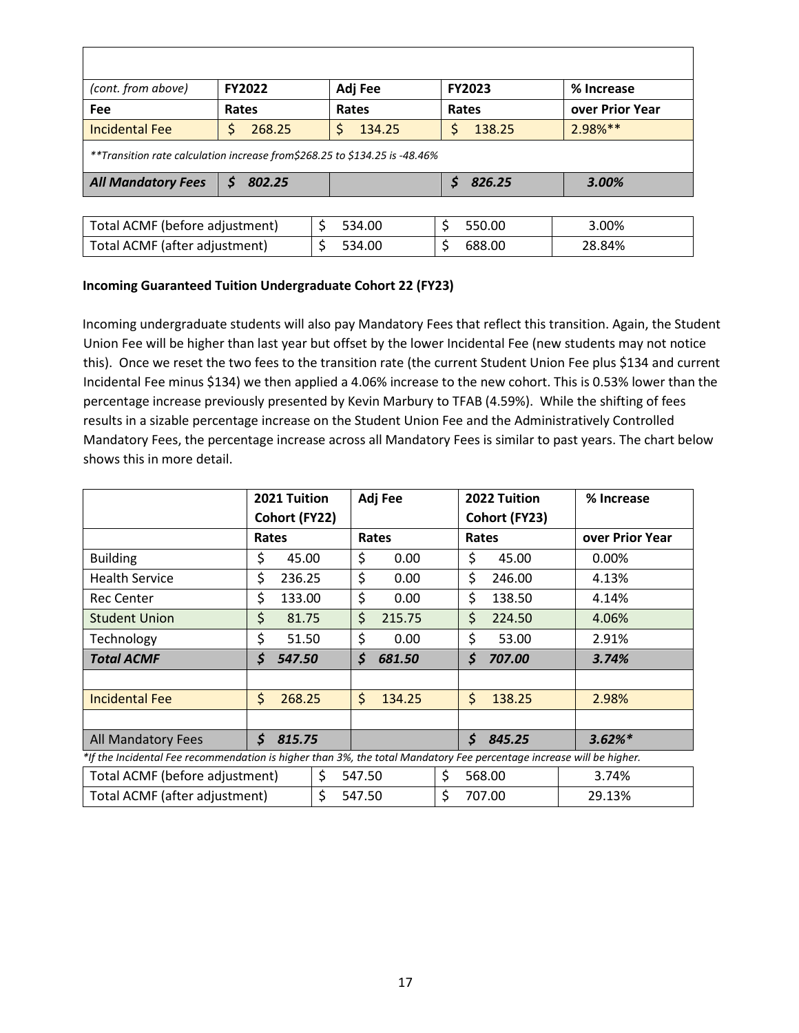| (cont. from above) | FY2022 | Adj Fee | FY2023 | % Increase |
|---|---|---|---|---|
| **Fee** | **Rates** | **Rates** | **Rates** | **over Prior Year** |
| Incidental Fee | $ 268.25 | $ 134.25 | $ 138.25 | 2.98%** |
| *\*\*Transition rate calculation increase from$268.25 to $134.25 is -48.46%* | | | | |
| ***All Mandatory Fees*** | ***$ 802.25*** | | ***$ 826.25*** | ***3.00%*** |

| | | | |
|---|---|---|---|
| Total ACMF (before adjustment) | $ 534.00 | $ 550.00 | 3.00% |
| Total ACMF (after adjustment) | $ 534.00 | $ 688.00 | 28.84% |

**Incoming Guaranteed Tuition Undergraduate Cohort 22 (FY23)**

Incoming undergraduate students will also pay Mandatory Fees that reflect this transition. Again, the Student Union Fee will be higher than last year but offset by the lower Incidental Fee (new students may not notice this). Once we reset the two fees to the transition rate (the current Student Union Fee plus $134 and current Incidental Fee minus $134) we then applied a 4.06% increase to the new cohort. This is 0.53% lower than the percentage increase previously presented by Kevin Marbury to TFAB (4.59%). While the shifting of fees results in a sizable percentage increase on the Student Union Fee and the Administratively Controlled Mandatory Fees, the percentage increase across all Mandatory Fees is similar to past years. The chart below shows this in more detail.

| | 2021 Tuition Cohort (FY22) | Adj Fee | 2022 Tuition Cohort (FY23) | % Increase |
|---|---|---|---|---|
| | **Rates** | **Rates** | **Rates** | **over Prior Year** |
| Building | $ 45.00 | $ 0.00 | $ 45.00 | 0.00% |
| Health Service | $ 236.25 | $ 0.00 | $ 246.00 | 4.13% |
| Rec Center | $ 133.00 | $ 0.00 | $ 138.50 | 4.14% |
| Student Union | $ 81.75 | $ 215.75 | $ 224.50 | 4.06% |
| Technology | $ 51.50 | $ 0.00 | $ 53.00 | 2.91% |
| ***Total ACMF*** | ***$ 547.50*** | ***$ 681.50*** | ***$ 707.00*** | ***3.74%*** |
| | | | | |
| Incidental Fee | $ 268.25 | $ 134.25 | $ 138.25 | 2.98% |
| | | | | |
| All Mandatory Fees | ***$ 815.75*** | | ***$ 845.25*** | ***3.62%**** |

*\*If the Incidental Fee recommendation is higher than 3%, the total Mandatory Fee percentage increase will be higher.*

| | | | |
|---|---|---|---|
| Total ACMF (before adjustment) | $ 547.50 | $ 568.00 | 3.74% |
| Total ACMF (after adjustment) | $ 547.50 | $ 707.00 | 29.13% |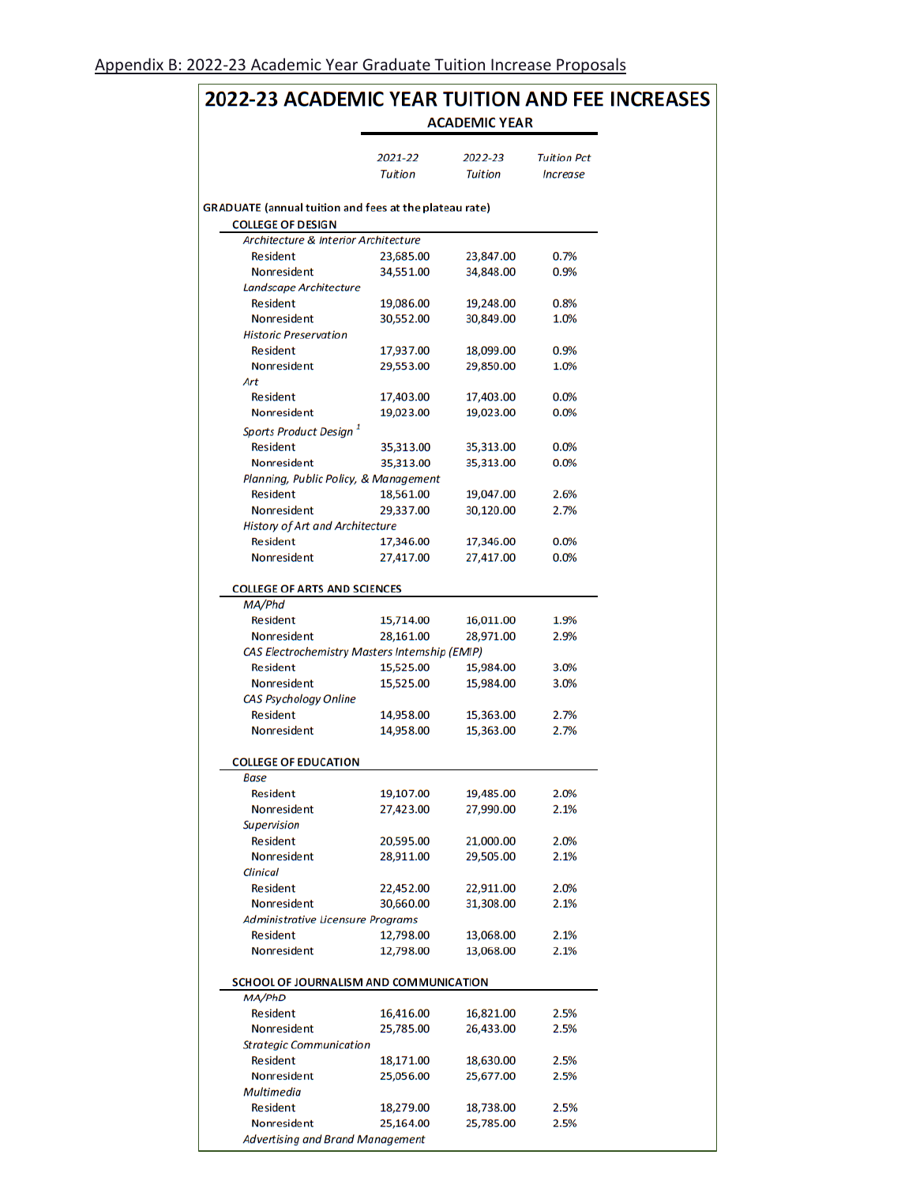Appendix B: 2022-23 Academic Year Graduate Tuition Increase Proposals

# 2022-23 ACADEMIC YEAR TUITION AND FEE INCREASES

| | ACADEMIC YEAR | | |
|---|---|---|---|
| | *2021-22 Tuition* | *2022-23 Tuition* | *Tuition Pct Increase* |
| **GRADUATE (annual tuition and fees at the plateau rate)** | | | |
| **COLLEGE OF DESIGN** | | | |
| *Architecture & Interior Architecture* | | | |
| Resident | 23,685.00 | 23,847.00 | 0.7% |
| Nonresident | 34,551.00 | 34,848.00 | 0.9% |
| *Landscape Architecture* | | | |
| Resident | 19,086.00 | 19,248.00 | 0.8% |
| Nonresident | 30,552.00 | 30,849.00 | 1.0% |
| *Historic Preservation* | | | |
| Resident | 17,937.00 | 18,099.00 | 0.9% |
| Nonresident | 29,553.00 | 29,850.00 | 1.0% |
| *Art* | | | |
| Resident | 17,403.00 | 17,403.00 | 0.0% |
| Nonresident | 19,023.00 | 19,023.00 | 0.0% |
| *Sports Product Design* [1] | | | |
| Resident | 35,313.00 | 35,313.00 | 0.0% |
| Nonresident | 35,313.00 | 35,313.00 | 0.0% |
| *Planning, Public Policy, & Management* | | | |
| Resident | 18,561.00 | 19,047.00 | 2.6% |
| Nonresident | 29,337.00 | 30,120.00 | 2.7% |
| *History of Art and Architecture* | | | |
| Resident | 17,346.00 | 17,346.00 | 0.0% |
| Nonresident | 27,417.00 | 27,417.00 | 0.0% |
| **COLLEGE OF ARTS AND SCIENCES** | | | |
| *MA/Phd* | | | |
| Resident | 15,714.00 | 16,011.00 | 1.9% |
| Nonresident | 28,161.00 | 28,971.00 | 2.9% |
| *CAS Electrochemistry Masters Internship (EMIP)* | | | |
| Resident | 15,525.00 | 15,984.00 | 3.0% |
| Nonresident | 15,525.00 | 15,984.00 | 3.0% |
| *CAS Psychology Online* | | | |
| Resident | 14,958.00 | 15,363.00 | 2.7% |
| Nonresident | 14,958.00 | 15,363.00 | 2.7% |
| **COLLEGE OF EDUCATION** | | | |
| *Base* | | | |
| Resident | 19,107.00 | 19,485.00 | 2.0% |
| Nonresident | 27,423.00 | 27,990.00 | 2.1% |
| *Supervision* | | | |
| Resident | 20,595.00 | 21,000.00 | 2.0% |
| Nonresident | 28,911.00 | 29,505.00 | 2.1% |
| *Clinical* | | | |
| Resident | 22,452.00 | 22,911.00 | 2.0% |
| Nonresident | 30,660.00 | 31,308.00 | 2.1% |
| *Administrative Licensure Programs* | | | |
| Resident | 12,798.00 | 13,068.00 | 2.1% |
| Nonresident | 12,798.00 | 13,068.00 | 2.1% |
| **SCHOOL OF JOURNALISM AND COMMUNICATION** | | | |
| *MA/PhD* | | | |
| Resident | 16,416.00 | 16,821.00 | 2.5% |
| Nonresident | 25,785.00 | 26,433.00 | 2.5% |
| *Strategic Communication* | | | |
| Resident | 18,171.00 | 18,630.00 | 2.5% |
| Nonresident | 25,056.00 | 25,677.00 | 2.5% |
| *Multimedia* | | | |
| Resident | 18,279.00 | 18,738.00 | 2.5% |
| Nonresident | 25,164.00 | 25,785.00 | 2.5% |
| *Advertising and Brand Management* | | | |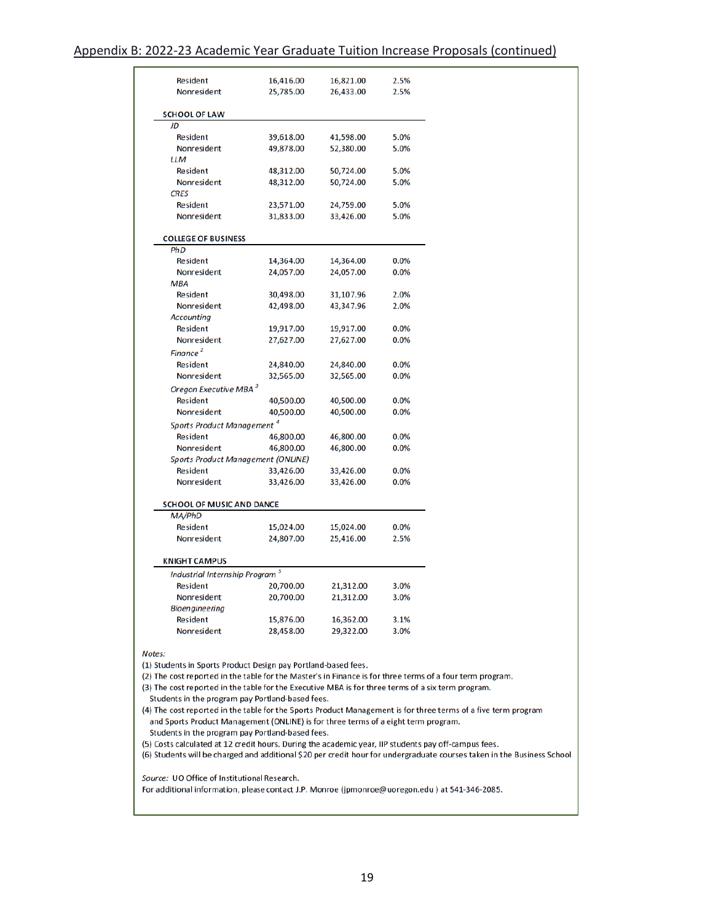## Appendix B: 2022-23 Academic Year Graduate Tuition Increase Proposals (continued)

| | | | |
|---|---|---|---|
| Resident | 16,416.00 | 16,821.00 | 2.5% |
| Nonresident | 25,785.00 | 26,433.00 | 2.5% |
| **SCHOOL OF LAW** | | | |
| *JD* | | | |
| Resident | 39,618.00 | 41,598.00 | 5.0% |
| Nonresident | 49,878.00 | 52,380.00 | 5.0% |
| *LLM* | | | |
| Resident | 48,312.00 | 50,724.00 | 5.0% |
| Nonresident | 48,312.00 | 50,724.00 | 5.0% |
| *CRES* | | | |
| Resident | 23,571.00 | 24,759.00 | 5.0% |
| Nonresident | 31,833.00 | 33,426.00 | 5.0% |
| **COLLEGE OF BUSINESS** | | | |
| *PhD* | | | |
| Resident | 14,364.00 | 14,364.00 | 0.0% |
| Nonresident | 24,057.00 | 24,057.00 | 0.0% |
| *MBA* | | | |
| Resident | 30,498.00 | 31,107.96 | 2.0% |
| Nonresident | 42,498.00 | 43,347.96 | 2.0% |
| *Accounting* | | | |
| Resident | 19,917.00 | 19,917.00 | 0.0% |
| Nonresident | 27,627.00 | 27,627.00 | 0.0% |
| *Finance* [2] | | | |
| Resident | 24,840.00 | 24,840.00 | 0.0% |
| Nonresident | 32,565.00 | 32,565.00 | 0.0% |
| *Oregon Executive MBA* [3] | | | |
| Resident | 40,500.00 | 40,500.00 | 0.0% |
| Nonresident | 40,500.00 | 40,500.00 | 0.0% |
| *Sports Product Management* [4] | | | |
| Resident | 46,800.00 | 46,800.00 | 0.0% |
| Nonresident | 46,800.00 | 46,800.00 | 0.0% |
| *Sports Product Management (ONLINE)* | | | |
| Resident | 33,426.00 | 33,426.00 | 0.0% |
| Nonresident | 33,426.00 | 33,426.00 | 0.0% |
| **SCHOOL OF MUSIC AND DANCE** | | | |
| *MA/PhD* | | | |
| Resident | 15,024.00 | 15,024.00 | 0.0% |
| Nonresident | 24,807.00 | 25,416.00 | 2.5% |
| **KNIGHT CAMPUS** | | | |
| *Industrial Internship Program* [5] | | | |
| Resident | 20,700.00 | 21,312.00 | 3.0% |
| Nonresident | 20,700.00 | 21,312.00 | 3.0% |
| *Bioengineering* | | | |
| Resident | 15,876.00 | 16,362.00 | 3.1% |
| Nonresident | 28,458.00 | 29,322.00 | 3.0% |

*Notes:*

(1) Students in Sports Product Design pay Portland-based fees.

(2) The cost reported in the table for the Master's in Finance is for three terms of a four term program.

(3) The cost reported in the table for the Executive MBA is for three terms of a six term program. Students in the program pay Portland-based fees.

(4) The cost reported in the table for the Sports Product Management is for three terms of a five term program and Sports Product Management (ONLINE) is for three terms of a eight term program. Students in the program pay Portland-based fees.

(5) Costs calculated at 12 credit hours. During the academic year, IIP students pay off-campus fees.

(6) Students will be charged and additional $20 per credit hour for undergraduate courses taken in the Business School.

*Source:* UO Office of Institutional Research.
For additional information, please contact J.P. Monroe (jpmonroe@uoregon.edu ) at 541-346-2085.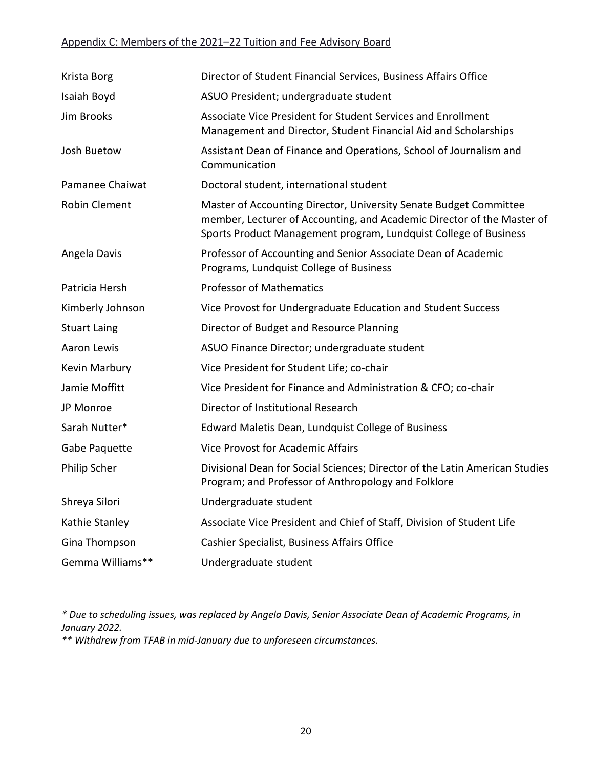## Appendix C: Members of the 2021–22 Tuition and Fee Advisory Board

| | |
|---|---|
| Krista Borg | Director of Student Financial Services, Business Affairs Office |
| Isaiah Boyd | ASUO President; undergraduate student |
| Jim Brooks | Associate Vice President for Student Services and Enrollment Management and Director, Student Financial Aid and Scholarships |
| Josh Buetow | Assistant Dean of Finance and Operations, School of Journalism and Communication |
| Pamanee Chaiwat | Doctoral student, international student |
| Robin Clement | Master of Accounting Director, University Senate Budget Committee member, Lecturer of Accounting, and Academic Director of the Master of Sports Product Management program, Lundquist College of Business |
| Angela Davis | Professor of Accounting and Senior Associate Dean of Academic Programs, Lundquist College of Business |
| Patricia Hersh | Professor of Mathematics |
| Kimberly Johnson | Vice Provost for Undergraduate Education and Student Success |
| Stuart Laing | Director of Budget and Resource Planning |
| Aaron Lewis | ASUO Finance Director; undergraduate student |
| Kevin Marbury | Vice President for Student Life; co-chair |
| Jamie Moffitt | Vice President for Finance and Administration & CFO; co-chair |
| JP Monroe | Director of Institutional Research |
| Sarah Nutter* | Edward Maletis Dean, Lundquist College of Business |
| Gabe Paquette | Vice Provost for Academic Affairs |
| Philip Scher | Divisional Dean for Social Sciences; Director of the Latin American Studies Program; and Professor of Anthropology and Folklore |
| Shreya Silori | Undergraduate student |
| Kathie Stanley | Associate Vice President and Chief of Staff, Division of Student Life |
| Gina Thompson | Cashier Specialist, Business Affairs Office |
| Gemma Williams** | Undergraduate student |

*\* Due to scheduling issues, was replaced by Angela Davis, Senior Associate Dean of Academic Programs, in January 2022.*

*\*\* Withdrew from TFAB in mid-January due to unforeseen circumstances.*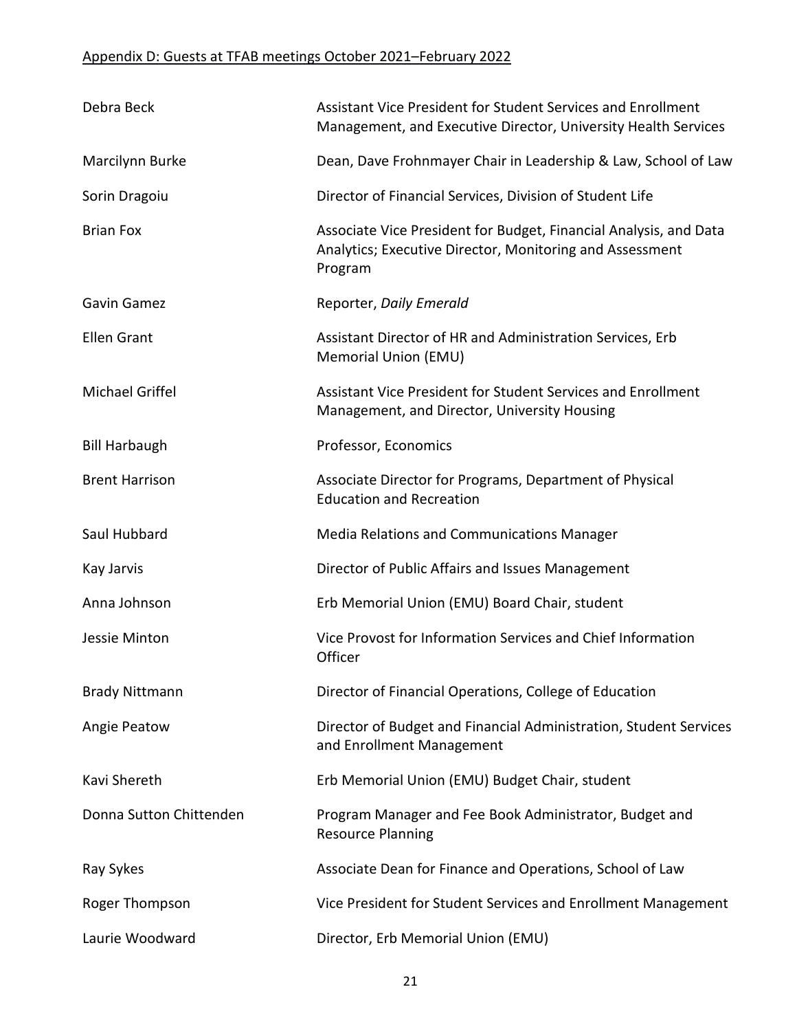Appendix D: Guests at TFAB meetings October 2021–February 2022

| | |
|---|---|
| Debra Beck | Assistant Vice President for Student Services and Enrollment Management, and Executive Director, University Health Services |
| Marcilynn Burke | Dean, Dave Frohnmayer Chair in Leadership & Law, School of Law |
| Sorin Dragoiu | Director of Financial Services, Division of Student Life |
| Brian Fox | Associate Vice President for Budget, Financial Analysis, and Data Analytics; Executive Director, Monitoring and Assessment Program |
| Gavin Gamez | Reporter, *Daily Emerald* |
| Ellen Grant | Assistant Director of HR and Administration Services, Erb Memorial Union (EMU) |
| Michael Griffel | Assistant Vice President for Student Services and Enrollment Management, and Director, University Housing |
| Bill Harbaugh | Professor, Economics |
| Brent Harrison | Associate Director for Programs, Department of Physical Education and Recreation |
| Saul Hubbard | Media Relations and Communications Manager |
| Kay Jarvis | Director of Public Affairs and Issues Management |
| Anna Johnson | Erb Memorial Union (EMU) Board Chair, student |
| Jessie Minton | Vice Provost for Information Services and Chief Information Officer |
| Brady Nittmann | Director of Financial Operations, College of Education |
| Angie Peatow | Director of Budget and Financial Administration, Student Services and Enrollment Management |
| Kavi Shereth | Erb Memorial Union (EMU) Budget Chair, student |
| Donna Sutton Chittenden | Program Manager and Fee Book Administrator, Budget and Resource Planning |
| Ray Sykes | Associate Dean for Finance and Operations, School of Law |
| Roger Thompson | Vice President for Student Services and Enrollment Management |
| Laurie Woodward | Director, Erb Memorial Union (EMU) |